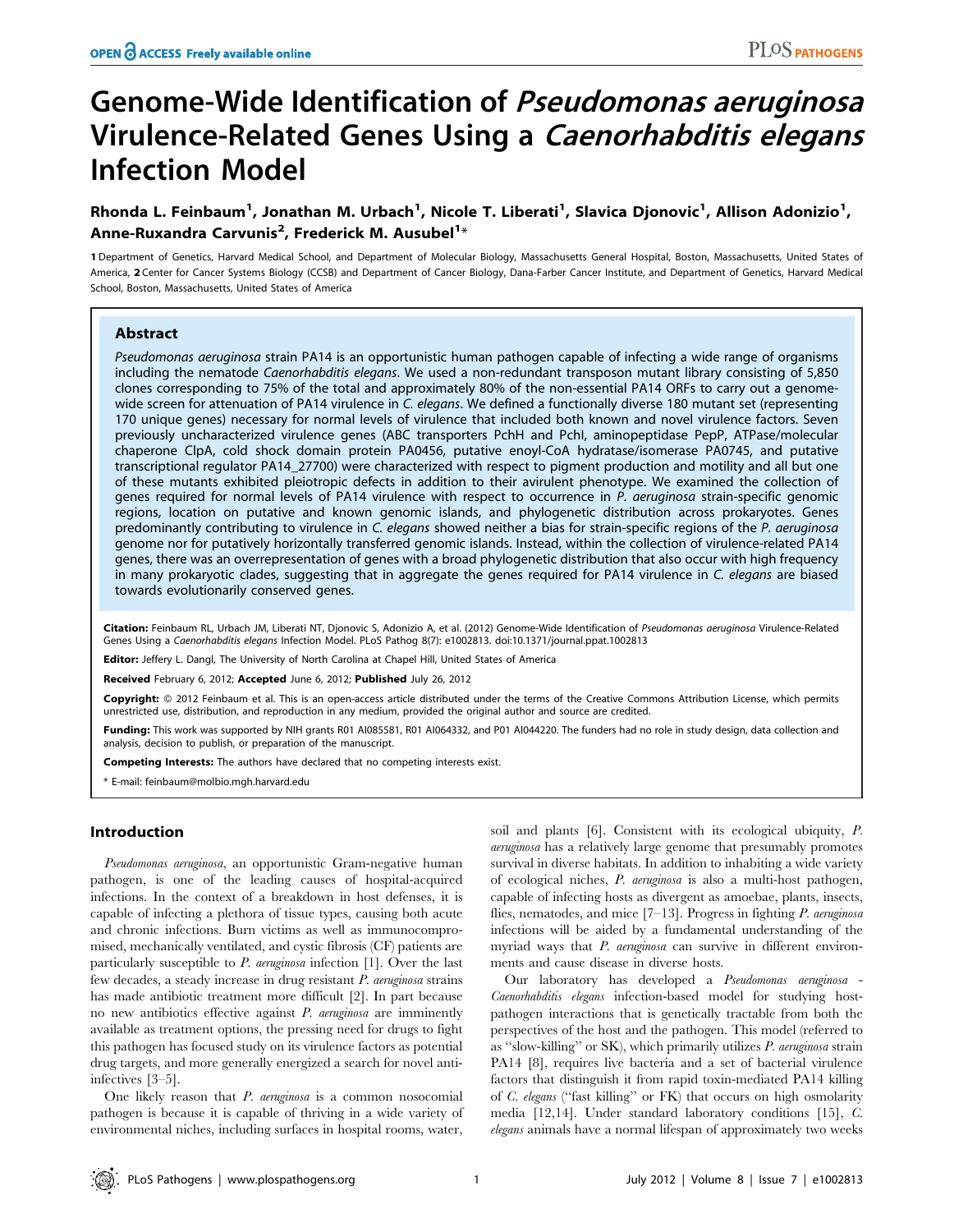# Genome-Wide Identification of *Pseudomonas aeruginosa* Virulence-Related Genes Using a *Caenorhabditis elegans* Infection Model

**Rhonda L. Feinbaum[1], Jonathan M. Urbach[1], Nicole T. Liberati[1], Slavica Djonovic[1], Allison Adonizio[1], Anne-Ruxandra Carvunis[2], Frederick M. Ausubel[1]***

1 Department of Genetics, Harvard Medical School, and Department of Molecular Biology, Massachusetts General Hospital, Boston, Massachusetts, United States of America, 2 Center for Cancer Systems Biology (CCSB) and Department of Cancer Biology, Dana-Farber Cancer Institute, and Department of Genetics, Harvard Medical School, Boston, Massachusetts, United States of America

## Abstract

*Pseudomonas aeruginosa* strain PA14 is an opportunistic human pathogen capable of infecting a wide range of organisms including the nematode *Caenorhabditis elegans*. We used a non-redundant transposon mutant library consisting of 5,850 clones corresponding to 75% of the total and approximately 80% of the non-essential PA14 ORFs to carry out a genome-wide screen for attenuation of PA14 virulence in *C. elegans*. We defined a functionally diverse 180 mutant set (representing 170 unique genes) necessary for normal levels of virulence that included both known and novel virulence factors. Seven previously uncharacterized virulence genes (ABC transporters PchH and PchI, aminopeptidase PepP, ATPase/molecular chaperone ClpA, cold shock domain protein PA0456, putative enoyl-CoA hydratase/isomerase PA0745, and putative transcriptional regulator PA14_27700) were characterized with respect to pigment production and motility and all but one of these mutants exhibited pleiotropic defects in addition to their avirulent phenotype. We examined the collection of genes required for normal levels of PA14 virulence with respect to occurrence in *P. aeruginosa* strain-specific genomic regions, location on putative and known genomic islands, and phylogenetic distribution across prokaryotes. Genes predominantly contributing to virulence in *C. elegans* showed neither a bias for strain-specific regions of the *P. aeruginosa* genome nor for putatively horizontally transferred genomic islands. Instead, within the collection of virulence-related PA14 genes, there was an overrepresentation of genes with a broad phylogenetic distribution that also occur with high frequency in many prokaryotic clades, suggesting that in aggregate the genes required for PA14 virulence in *C. elegans* are biased towards evolutionarily conserved genes.

**Citation:** Feinbaum RL, Urbach JM, Liberati NT, Djonovic S, Adonizio A, et al. (2012) Genome-Wide Identification of *Pseudomonas aeruginosa* Virulence-Related Genes Using a *Caenorhabditis elegans* Infection Model. PLoS Pathog 8(7): e1002813. doi:10.1371/journal.ppat.1002813

**Editor:** Jeffery L. Dangl, The University of North Carolina at Chapel Hill, United States of America

**Received** February 6, 2012; **Accepted** June 6, 2012; **Published** July 26, 2012

**Copyright:** © 2012 Feinbaum et al. This is an open-access article distributed under the terms of the Creative Commons Attribution License, which permits unrestricted use, distribution, and reproduction in any medium, provided the original author and source are credited.

**Funding:** This work was supported by NIH grants R01 AI085581, R01 AI064332, and P01 AI044220. The funders had no role in study design, data collection and analysis, decision to publish, or preparation of the manuscript.

**Competing Interests:** The authors have declared that no competing interests exist.

\* E-mail: feinbaum@molbio.mgh.harvard.edu

## Introduction

*Pseudomonas aeruginosa*, an opportunistic Gram-negative human pathogen, is one of the leading causes of hospital-acquired infections. In the context of a breakdown in host defenses, it is capable of infecting a plethora of tissue types, causing both acute and chronic infections. Burn victims as well as immunocompromised, mechanically ventilated, and cystic fibrosis (CF) patients are particularly susceptible to *P. aeruginosa* infection [1]. Over the last few decades, a steady increase in drug resistant *P. aeruginosa* strains has made antibiotic treatment more difficult [2]. In part because no new antibiotics effective against *P. aeruginosa* are imminently available as treatment options, the pressing need for drugs to fight this pathogen has focused study on its virulence factors as potential drug targets, and more generally energized a search for novel anti-infectives [3–5].

One likely reason that *P. aeruginosa* is a common nosocomial pathogen is because it is capable of thriving in a wide variety of environmental niches, including surfaces in hospital rooms, water, soil and plants [6]. Consistent with its ecological ubiquity, *P. aeruginosa* has a relatively large genome that presumably promotes survival in diverse habitats. In addition to inhabiting a wide variety of ecological niches, *P. aeruginosa* is also a multi-host pathogen, capable of infecting hosts as divergent as amoebae, plants, insects, flies, nematodes, and mice [7–13]. Progress in fighting *P. aeruginosa* infections will be aided by a fundamental understanding of the myriad ways that *P. aeruginosa* can survive in different environments and cause disease in diverse hosts.

Our laboratory has developed a *Pseudomonas aeruginosa* - *Caenorhabditis elegans* infection-based model for studying host-pathogen interactions that is genetically tractable from both the perspectives of the host and the pathogen. This model (referred to as "slow-killing" or SK), which primarily utilizes *P. aeruginosa* strain PA14 [8], requires live bacteria and a set of bacterial virulence factors that distinguish it from rapid toxin-mediated PA14 killing of *C. elegans* ("fast killing" or FK) that occurs on high osmolarity media [12,14]. Under standard laboratory conditions [15], *C. elegans* animals have a normal lifespan of approximately two weeks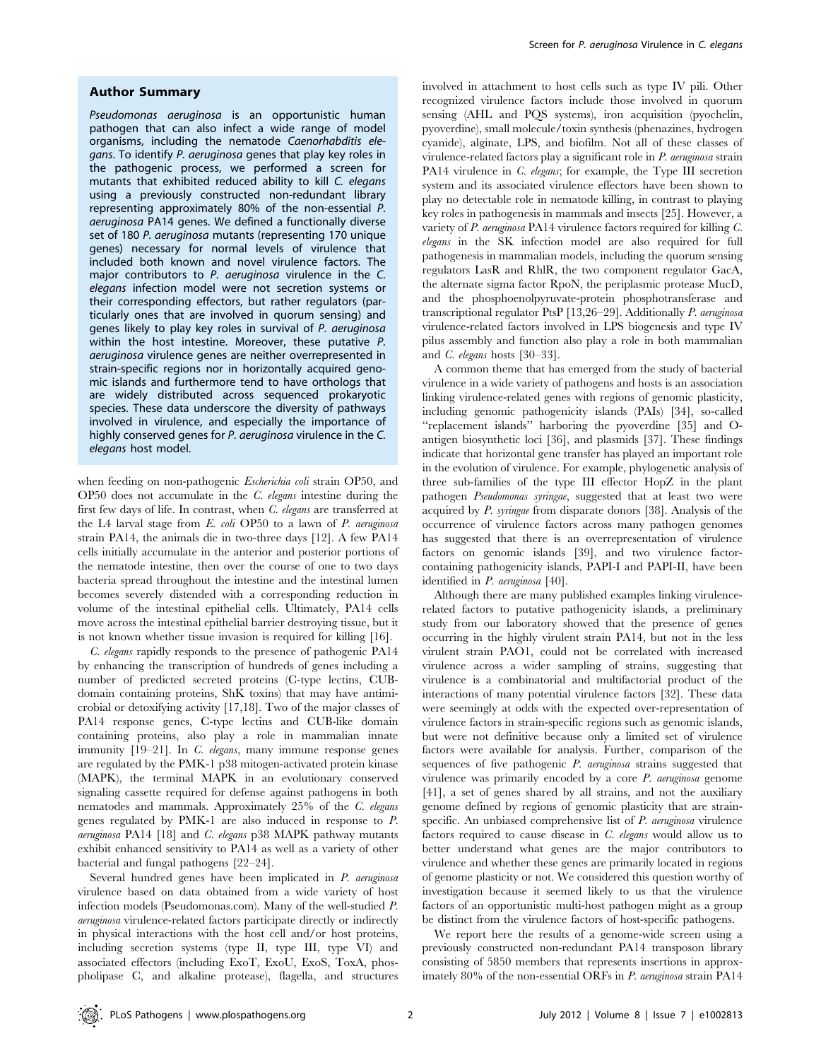## Author Summary

*Pseudomonas aeruginosa* is an opportunistic human pathogen that can also infect a wide range of model organisms, including the nematode *Caenorhabditis elegans*. To identify *P. aeruginosa* genes that play key roles in the pathogenic process, we performed a screen for mutants that exhibited reduced ability to kill *C. elegans* using a previously constructed non-redundant library representing approximately 80% of the non-essential *P. aeruginosa* PA14 genes. We defined a functionally diverse set of 180 *P. aeruginosa* mutants (representing 170 unique genes) necessary for normal levels of virulence that included both known and novel virulence factors. The major contributors to *P. aeruginosa* virulence in the *C. elegans* infection model were not secretion systems or their corresponding effectors, but rather regulators (particularly ones that are involved in quorum sensing) and genes likely to play key roles in survival of *P. aeruginosa* within the host intestine. Moreover, these putative *P. aeruginosa* virulence genes are neither overrepresented in strain-specific regions nor in horizontally acquired genomic islands and furthermore tend to have orthologs that are widely distributed across sequenced prokaryotic species. These data underscore the diversity of pathways involved in virulence, and especially the importance of highly conserved genes for *P. aeruginosa* virulence in the *C. elegans* host model.

when feeding on non-pathogenic *Escherichia coli* strain OP50, and OP50 does not accumulate in the *C. elegans* intestine during the first few days of life. In contrast, when *C. elegans* are transferred at the L4 larval stage from *E. coli* OP50 to a lawn of *P. aeruginosa* strain PA14, the animals die in two-three days [12]. A few PA14 cells initially accumulate in the anterior and posterior portions of the nematode intestine, then over the course of one to two days bacteria spread throughout the intestine and the intestinal lumen becomes severely distended with a corresponding reduction in volume of the intestinal epithelial cells. Ultimately, PA14 cells move across the intestinal epithelial barrier destroying tissue, but it is not known whether tissue invasion is required for killing [16].

*C. elegans* rapidly responds to the presence of pathogenic PA14 by enhancing the transcription of hundreds of genes including a number of predicted secreted proteins (C-type lectins, CUB-domain containing proteins, ShK toxins) that may have antimicrobial or detoxifying activity [17,18]. Two of the major classes of PA14 response genes, C-type lectins and CUB-like domain containing proteins, also play a role in mammalian innate immunity [19–21]. In *C. elegans*, many immune response genes are regulated by the PMK-1 p38 mitogen-activated protein kinase (MAPK), the terminal MAPK in an evolutionary conserved signaling cassette required for defense against pathogens in both nematodes and mammals. Approximately 25% of the *C. elegans* genes regulated by PMK-1 are also induced in response to *P. aeruginosa* PA14 [18] and *C. elegans* p38 MAPK pathway mutants exhibit enhanced sensitivity to PA14 as well as a variety of other bacterial and fungal pathogens [22–24].

Several hundred genes have been implicated in *P. aeruginosa* virulence based on data obtained from a wide variety of host infection models (Pseudomonas.com). Many of the well-studied *P. aeruginosa* virulence-related factors participate directly or indirectly in physical interactions with the host cell and/or host proteins, including secretion systems (type II, type III, type VI) and associated effectors (including ExoT, ExoU, ExoS, ToxA, phospholipase C, and alkaline protease), flagella, and structures involved in attachment to host cells such as type IV pili. Other recognized virulence factors include those involved in quorum sensing (AHL and PQS systems), iron acquisition (pyochelin, pyoverdine), small molecule/toxin synthesis (phenazines, hydrogen cyanide), alginate, LPS, and biofilm. Not all of these classes of virulence-related factors play a significant role in *P. aeruginosa* strain PA14 virulence in *C. elegans*; for example, the Type III secretion system and its associated virulence effectors have been shown to play no detectable role in nematode killing, in contrast to playing key roles in pathogenesis in mammals and insects [25]. However, a variety of *P. aeruginosa* PA14 virulence factors required for killing *C. elegans* in the SK infection model are also required for full pathogenesis in mammalian models, including the quorum sensing regulators LasR and RhlR, the two component regulator GacA, the alternate sigma factor RpoN, the periplasmic protease MucD, and the phosphoenolpyruvate-protein phosphotransferase and transcriptional regulator PtsP [13,26–29]. Additionally *P. aeruginosa* virulence-related factors involved in LPS biogenesis and type IV pilus assembly and function also play a role in both mammalian and *C. elegans* hosts [30–33].

A common theme that has emerged from the study of bacterial virulence in a wide variety of pathogens and hosts is an association linking virulence-related genes with regions of genomic plasticity, including genomic pathogenicity islands (PAIs) [34], so-called "replacement islands" harboring the pyoverdine [35] and O-antigen biosynthetic loci [36], and plasmids [37]. These findings indicate that horizontal gene transfer has played an important role in the evolution of virulence. For example, phylogenetic analysis of three sub-families of the type III effector HopZ in the plant pathogen *Pseudomonas syringae*, suggested that at least two were acquired by *P. syringae* from disparate donors [38]. Analysis of the occurrence of virulence factors across many pathogen genomes has suggested that there is an overrepresentation of virulence factors on genomic islands [39], and two virulence factor-containing pathogenicity islands, PAPI-I and PAPI-II, have been identified in *P. aeruginosa* [40].

Although there are many published examples linking virulence-related factors to putative pathogenicity islands, a preliminary study from our laboratory showed that the presence of genes occurring in the highly virulent strain PA14, but not in the less virulent strain PAO1, could not be correlated with increased virulence across a wider sampling of strains, suggesting that virulence is a combinatorial and multifactorial product of the interactions of many potential virulence factors [32]. These data were seemingly at odds with the expected over-representation of virulence factors in strain-specific regions such as genomic islands, but were not definitive because only a limited set of virulence factors were available for analysis. Further, comparison of the sequences of five pathogenic *P. aeruginosa* strains suggested that virulence was primarily encoded by a core *P. aeruginosa* genome [41], a set of genes shared by all strains, and not the auxiliary genome defined by regions of genomic plasticity that are strain-specific. An unbiased comprehensive list of *P. aeruginosa* virulence factors required to cause disease in *C. elegans* would allow us to better understand what genes are the major contributors to virulence and whether these genes are primarily located in regions of genome plasticity or not. We considered this question worthy of investigation because it seemed likely to us that the virulence factors of an opportunistic multi-host pathogen might as a group be distinct from the virulence factors of host-specific pathogens.

We report here the results of a genome-wide screen using a previously constructed non-redundant PA14 transposon library consisting of 5850 members that represents insertions in approximately 80% of the non-essential ORFs in *P. aeruginosa* strain PA14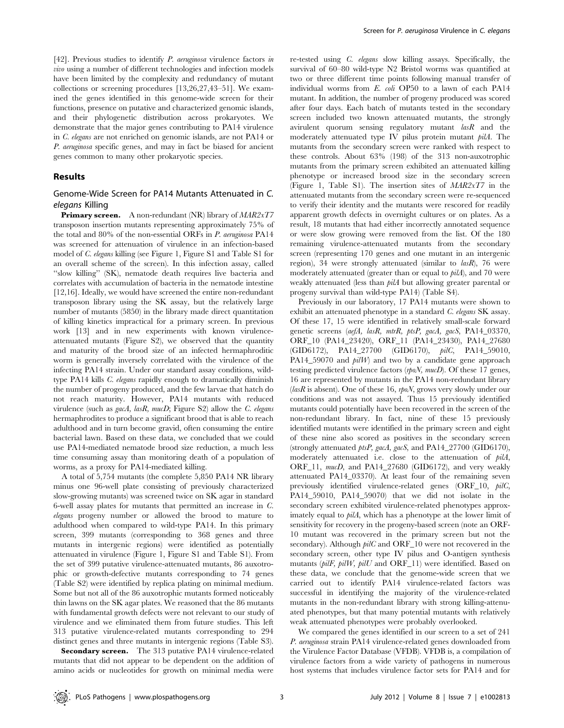[42]. Previous studies to identify *P. aeruginosa* virulence factors *in vivo* using a number of different technologies and infection models have been limited by the complexity and redundancy of mutant collections or screening procedures [13,26,27,43–51]. We examined the genes identified in this genome-wide screen for their functions, presence on putative and characterized genomic islands, and their phylogenetic distribution across prokaryotes. We demonstrate that the major genes contributing to PA14 virulence in *C. elegans* are not enriched on genomic islands, are not PA14 or *P. aeruginosa* specific genes, and may in fact be biased for ancient genes common to many other prokaryotic species.

## Results

### Genome-Wide Screen for PA14 Mutants Attenuated in *C. elegans* Killing

**Primary screen.** A non-redundant (NR) library of *MAR2xT7* transposon insertion mutants representing approximately 75% of the total and 80% of the non-essential ORFs in *P. aeruginosa* PA14 was screened for attenuation of virulence in an infection-based model of *C. elegans* killing (see Figure 1, Figure S1 and Table S1 for an overall scheme of the screen). In this infection assay, called "slow killing" (SK), nematode death requires live bacteria and correlates with accumulation of bacteria in the nematode intestine [12,16]. Ideally, we would have screened the entire non-redundant transposon library using the SK assay, but the relatively large number of mutants (5850) in the library made direct quantitation of killing kinetics impractical for a primary screen. In previous work [13] and in new experiments with known virulence-attenuated mutants (Figure S2), we observed that the quantity and maturity of the brood size of an infected hermaphroditic worm is generally inversely correlated with the virulence of the infecting PA14 strain. Under our standard assay conditions, wild-type PA14 kills *C. elegans* rapidly enough to dramatically diminish the number of progeny produced, and the few larvae that hatch do not reach maturity. However, PA14 mutants with reduced virulence (such as *gacA*, *lasR*, *mucD*; Figure S2) allow the *C. elegans* hermaphrodites to produce a significant brood that is able to reach adulthood and in turn become gravid, often consuming the entire bacterial lawn. Based on these data, we concluded that we could use PA14-mediated nematode brood size reduction, a much less time consuming assay than monitoring death of a population of worms, as a proxy for PA14-mediated killing.

A total of 5,754 mutants (the complete 5,850 PA14 NR library minus one 96-well plate consisting of previously characterized slow-growing mutants) was screened twice on SK agar in standard 6-well assay plates for mutants that permitted an increase in *C. elegans* progeny number or allowed the brood to mature to adulthood when compared to wild-type PA14. In this primary screen, 399 mutants (corresponding to 368 genes and three mutants in intergenic regions) were identified as potentially attenuated in virulence (Figure 1, Figure S1 and Table S1). From the set of 399 putative virulence-attenuated mutants, 86 auxotrophic or growth-defective mutants corresponding to 74 genes (Table S2) were identified by replica plating on minimal medium. Some but not all of the 86 auxotrophic mutants formed noticeably thin lawns on the SK agar plates. We reasoned that the 86 mutants with fundamental growth defects were not relevant to our study of virulence and we eliminated them from future studies. This left 313 putative virulence-related mutants corresponding to 294 distinct genes and three mutants in intergenic regions (Table S3).

**Secondary screen.** The 313 putative PA14 virulence-related mutants that did not appear to be dependent on the addition of amino acids or nucleotides for growth on minimal media were re-tested using *C. elegans* slow killing assays. Specifically, the survival of 60–80 wild-type N2 Bristol worms was quantified at two or three different time points following manual transfer of individual worms from *E. coli* OP50 to a lawn of each PA14 mutant. In addition, the number of progeny produced was scored after four days. Each batch of mutants tested in the secondary screen included two known attenuated mutants, the strongly avirulent quorum sensing regulatory mutant *lasR* and the moderately attenuated type IV pilus protein mutant *pilA*. The mutants from the secondary screen were ranked with respect to these controls. About 63% (198) of the 313 non-auxotrophic mutants from the primary screen exhibited an attenuated killing phenotype or increased brood size in the secondary screen (Figure 1, Table S1). The insertion sites of *MAR2xT7* in the attenuated mutants from the secondary screen were re-sequenced to verify their identity and the mutants were rescored for readily apparent growth defects in overnight cultures or on plates. As a result, 18 mutants that had either incorrectly annotated sequence or were slow growing were removed from the list. Of the 180 remaining virulence-attenuated mutants from the secondary screen (representing 170 genes and one mutant in an intergenic region), 34 were strongly attenuated (similar to *lasR*), 76 were moderately attenuated (greater than or equal to *pilA*), and 70 were weakly attenuated (less than *pilA* but allowing greater parental or progeny survival than wild-type PA14) (Table S4).

Previously in our laboratory, 17 PA14 mutants were shown to exhibit an attenuated phenotype in a standard *C. elegans* SK assay. Of these 17, 15 were identified in relatively small-scale forward genetic screens (*aefA*, *lasR*, *mtrR*, *ptsP*, *gacA*, *gacS*, PA14_03370, ORF_10 (PA14_23420), ORF_11 (PA14_23430), PA14_27680 (GID6172), PA14_27700 (GID6170), *pilC*, PA14_59010, PA14_59070 and *pilW*) and two by a candidate gene approach testing predicted virulence factors (*rpoN*, *mucD*). Of these 17 genes, 16 are represented by mutants in the PA14 non-redundant library (*lasR* is absent). One of these 16, *rpoN*, grows very slowly under our conditions and was not assayed. Thus 15 previously identified mutants could potentially have been recovered in the screen of the non-redundant library. In fact, nine of these 15 previously identified mutants were identified in the primary screen and eight of these nine also scored as positives in the secondary screen (strongly attenuated *ptsP*, *gacA*, *gacS*, and PA14_27700 (GID6170), moderately attenuated i.e. close to the attenuation of *pilA*, ORF_11, *mucD*, and PA14_27680 (GID6172), and very weakly attenuated PA14_03370). At least four of the remaining seven previously identified virulence-related genes (ORF_10, *pilC*, PA14_59010, PA14_59070) that we did not isolate in the secondary screen exhibited virulence-related phenotypes approximately equal to *pilA*, which has a phenotype at the lower limit of sensitivity for recovery in the progeny-based screen (note an ORF-10 mutant was recovered in the primary screen but not the secondary). Although *pilC* and ORF_10 were not recovered in the secondary screen, other type IV pilus and O-antigen synthesis mutants (*pilF*, *pilW*, *pilU* and ORF_11) were identified. Based on these data, we conclude that the genome-wide screen that we carried out to identify PA14 virulence-related factors was successful in identifying the majority of the virulence-related mutants in the non-redundant library with strong killing-attenuated phenotypes, but that many potential mutants with relatively weak attenuated phenotypes were probably overlooked.

We compared the genes identified in our screen to a set of 241 *P. aeruginosa* strain PA14 virulence-related genes downloaded from the Virulence Factor Database (VFDB). VFDB is, a compilation of virulence factors from a wide variety of pathogens in numerous host systems that includes virulence factor sets for PA14 and for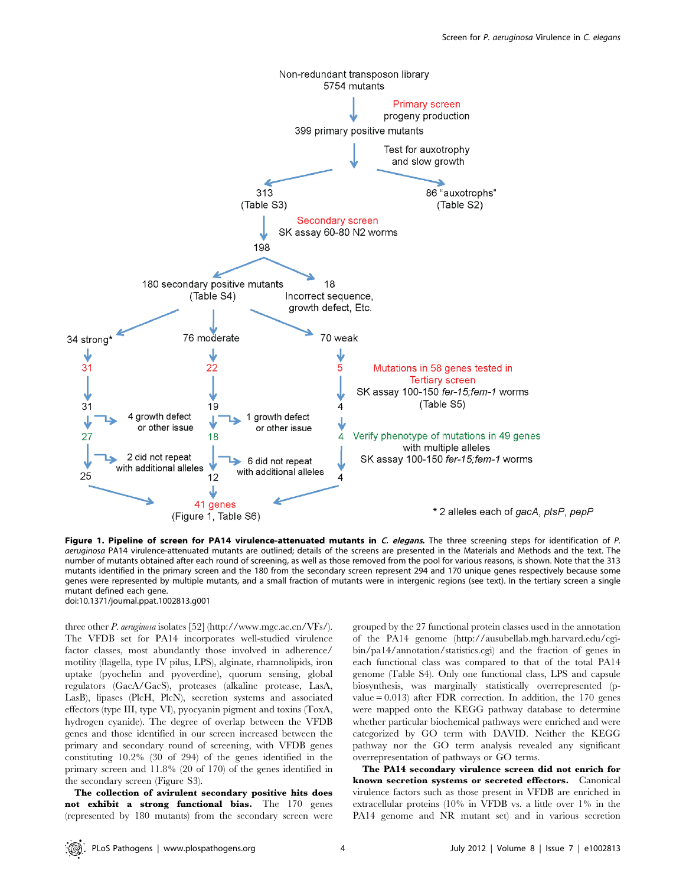Non-redundant transposon library
5754 mutants

Primary screen
progeny production

399 primary positive mutants

Test for auxotrophy
and slow growth

313
(Table S3)

86 "auxotrophs"
(Table S2)

Secondary screen
SK assay 60-80 N2 worms

198

180 secondary positive mutants
(Table S4)

18
Incorrect sequence,
growth defect, Etc.

34 strong*

76 moderate

70 weak

31 | 22 | 5

Mutations in 58 genes tested in
Tertiary screen
SK assay 100-150 *fer-15;fem-1* worms
(Table S5)

31 | 19 | 4

4 growth defect or other issue

1 growth defect or other issue

27 | 18 | 4

Verify phenotype of mutations in 49 genes
with multiple alleles
SK assay 100-150 *fer-15;fem-1* worms

2 did not repeat with additional alleles

6 did not repeat with additional alleles

25 | 12 | 4

41 genes
(Figure 1, Table S6)

* 2 alleles each of *gacA*, *ptsP*, *pepP*

**Figure 1. Pipeline of screen for PA14 virulence-attenuated mutants in *C. elegans*.** The three screening steps for identification of *P. aeruginosa* PA14 virulence-attenuated mutants are outlined; details of the screens are presented in the Materials and Methods and the text. The number of mutants obtained after each round of screening, as well as those removed from the pool for various reasons, is shown. Note that the 313 mutants identified in the primary screen and the 180 from the secondary screen represent 294 and 170 unique genes respectively because some genes were represented by multiple mutants, and a small fraction of mutants were in intergenic regions (see text). In the tertiary screen a single mutant defined each gene.
doi:10.1371/journal.ppat.1002813.g001

three other *P. aeruginosa* isolates [52] (http://www.mgc.ac.cn/VFs/). The VFDB set for PA14 incorporates well-studied virulence factor classes, most abundantly those involved in adherence/motility (flagella, type IV pilus, LPS), alginate, rhamnolipids, iron uptake (pyochelin and pyoverdine), quorum sensing, global regulators (GacA/GacS), proteases (alkaline protease, LasA, LasB), lipases (PlcH, PlcN), secretion systems and associated effectors (type III, type VI), pyocyanin pigment and toxins (ToxA, hydrogen cyanide). The degree of overlap between the VFDB genes and those identified in our screen increased between the primary and secondary round of screening, with VFDB genes constituting 10.2% (30 of 294) of the genes identified in the primary screen and 11.8% (20 of 170) of the genes identified in the secondary screen (Figure S3).

**The collection of avirulent secondary positive hits does not exhibit a strong functional bias.** The 170 genes (represented by 180 mutants) from the secondary screen were grouped by the 27 functional protein classes used in the annotation of the PA14 genome (http://ausubellab.mgh.harvard.edu/cgi-bin/pa14/annotation/statistics.cgi) and the fraction of genes in each functional class was compared to that of the total PA14 genome (Table S4). Only one functional class, LPS and capsule biosynthesis, was marginally statistically overrepresented (p-value = 0.013) after FDR correction. In addition, the 170 genes were mapped onto the KEGG pathway database to determine whether particular biochemical pathways were enriched and were categorized by GO term with DAVID. Neither the KEGG pathway nor the GO term analysis revealed any significant overrepresentation of pathways or GO terms.

**The PA14 secondary virulence screen did not enrich for known secretion systems or secreted effectors.** Canonical virulence factors such as those present in VFDB are enriched in extracellular proteins (10% in VFDB vs. a little over 1% in the PA14 genome and NR mutant set) and in various secretion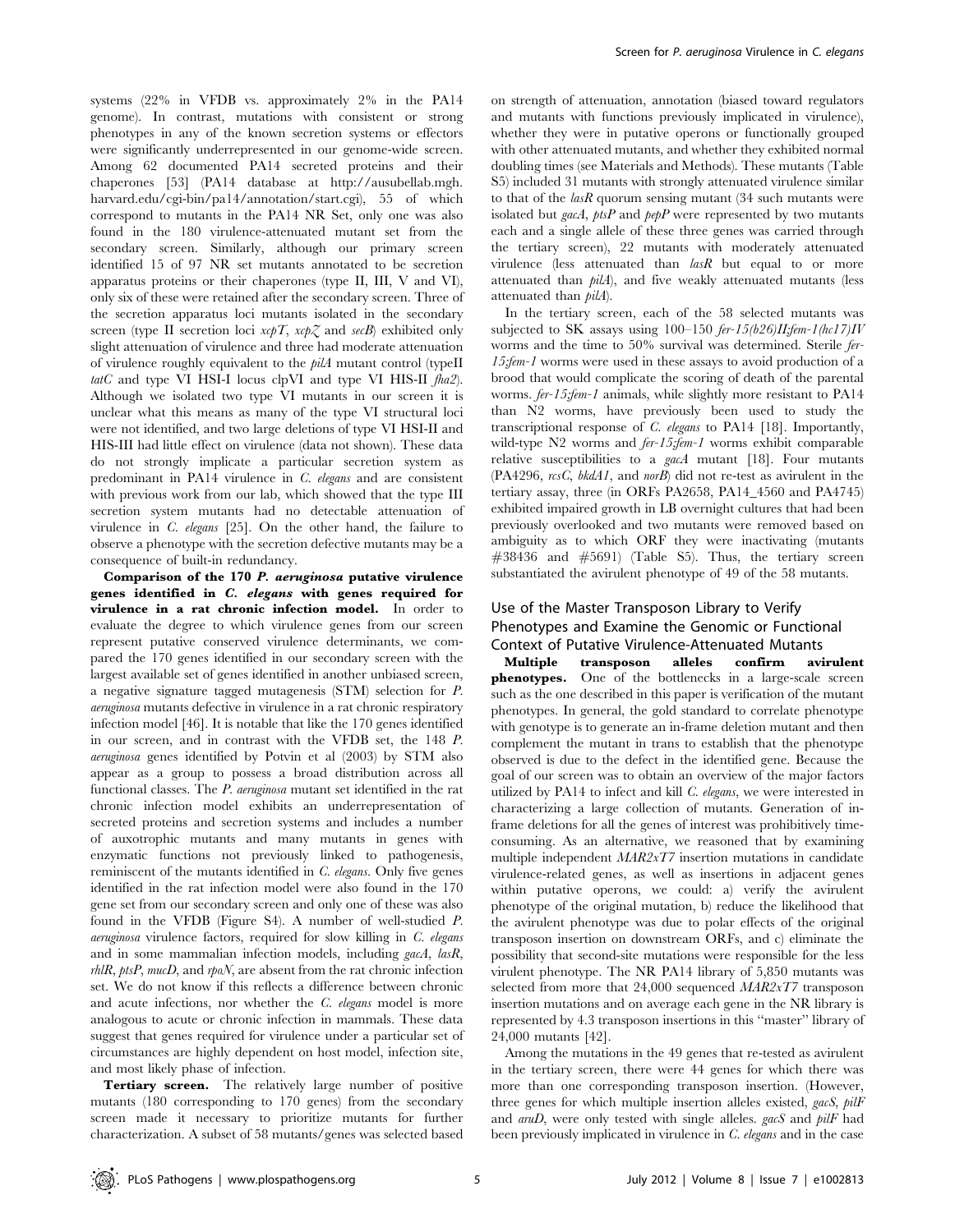systems (22% in VFDB vs. approximately 2% in the PA14 genome). In contrast, mutations with consistent or strong phenotypes in any of the known secretion systems or effectors were significantly underrepresented in our genome-wide screen. Among 62 documented PA14 secreted proteins and their chaperones [53] (PA14 database at http://ausubellab.mgh.harvard.edu/cgi-bin/pa14/annotation/start.cgi), 55 of which correspond to mutants in the PA14 NR Set, only one was also found in the 180 virulence-attenuated mutant set from the secondary screen. Similarly, although our primary screen identified 15 of 97 NR set mutants annotated to be secretion apparatus proteins or their chaperones (type II, III, V and VI), only six of these were retained after the secondary screen. Three of the secretion apparatus loci mutants isolated in the secondary screen (type II secretion loci *xcpT*, *xcpZ* and *secB*) exhibited only slight attenuation of virulence and three had moderate attenuation of virulence roughly equivalent to the *pilA* mutant control (typeII *tatC* and type VI HSI-I locus clpVI and type VI HIS-II *fha2*). Although we isolated two type VI mutants in our screen it is unclear what this means as many of the type VI structural loci were not identified, and two large deletions of type VI HSI-II and HIS-III had little effect on virulence (data not shown). These data do not strongly implicate a particular secretion system as predominant in PA14 virulence in *C. elegans* and are consistent with previous work from our lab, which showed that the type III secretion system mutants had no detectable attenuation of virulence in *C. elegans* [25]. On the other hand, the failure to observe a phenotype with the secretion defective mutants may be a consequence of built-in redundancy.

**Comparison of the 170 *P. aeruginosa* putative virulence genes identified in *C. elegans* with genes required for virulence in a rat chronic infection model.** In order to evaluate the degree to which virulence genes from our screen represent putative conserved virulence determinants, we compared the 170 genes identified in our secondary screen with the largest available set of genes identified in another unbiased screen, a negative signature tagged mutagenesis (STM) selection for *P. aeruginosa* mutants defective in virulence in a rat chronic respiratory infection model [46]. It is notable that like the 170 genes identified in our screen, and in contrast with the VFDB set, the 148 *P. aeruginosa* genes identified by Potvin et al (2003) by STM also appear as a group to possess a broad distribution across all functional classes. The *P. aeruginosa* mutant set identified in the rat chronic infection model exhibits an underrepresentation of secreted proteins and secretion systems and includes a number of auxotrophic mutants and many mutants in genes with enzymatic functions not previously linked to pathogenesis, reminiscent of the mutants identified in *C. elegans*. Only five genes identified in the rat infection model were also found in the 170 gene set from our secondary screen and only one of these was also found in the VFDB (Figure S4). A number of well-studied *P. aeruginosa* virulence factors, required for slow killing in *C. elegans* and in some mammalian infection models, including *gacA*, *lasR*, *rhlR*, *ptsP*, *mucD*, and *rpoN*, are absent from the rat chronic infection set. We do not know if this reflects a difference between chronic and acute infections, nor whether the *C. elegans* model is more analogous to acute or chronic infection in mammals. These data suggest that genes required for virulence under a particular set of circumstances are highly dependent on host model, infection site, and most likely phase of infection.

**Tertiary screen.** The relatively large number of positive mutants (180 corresponding to 170 genes) from the secondary screen made it necessary to prioritize mutants for further characterization. A subset of 58 mutants/genes was selected based on strength of attenuation, annotation (biased toward regulators and mutants with functions previously implicated in virulence), whether they were in putative operons or functionally grouped with other attenuated mutants, and whether they exhibited normal doubling times (see Materials and Methods). These mutants (Table S5) included 31 mutants with strongly attenuated virulence similar to that of the *lasR* quorum sensing mutant (34 such mutants were isolated but *gacA*, *ptsP* and *pepP* were represented by two mutants each and a single allele of these three genes was carried through the tertiary screen), 22 mutants with moderately attenuated virulence (less attenuated than *lasR* but equal to or more attenuated than *pilA*), and five weakly attenuated mutants (less attenuated than *pilA*).

In the tertiary screen, each of the 58 selected mutants was subjected to SK assays using 100–150 *fer-15(b26)II;fem-1(hc17)IV* worms and the time to 50% survival was determined. Sterile *fer-15;fem-1* worms were used in these assays to avoid production of a brood that would complicate the scoring of death of the parental worms. *fer-15;fem-1* animals, while slightly more resistant to PA14 than N2 worms, have previously been used to study the transcriptional response of *C. elegans* to PA14 [18]. Importantly, wild-type N2 worms and *fer-15;fem-1* worms exhibit comparable relative susceptibilities to a *gacA* mutant [18]. Four mutants (PA4296, *rcsC*, *bkdA1*, and *norB*) did not re-test as avirulent in the tertiary assay, three (in ORFs PA2658, PA14_4560 and PA4745) exhibited impaired growth in LB overnight cultures that had been previously overlooked and two mutants were removed based on ambiguity as to which ORF they were inactivating (mutants #38436 and #5691) (Table S5). Thus, the tertiary screen substantiated the avirulent phenotype of 49 of the 58 mutants.

## Use of the Master Transposon Library to Verify Phenotypes and Examine the Genomic or Functional Context of Putative Virulence-Attenuated Mutants

**Multiple transposon alleles confirm avirulent phenotypes.** One of the bottlenecks in a large-scale screen such as the one described in this paper is verification of the mutant phenotypes. In general, the gold standard to correlate phenotype with genotype is to generate an in-frame deletion mutant and then complement the mutant in trans to establish that the phenotype observed is due to the defect in the identified gene. Because the goal of our screen was to obtain an overview of the major factors utilized by PA14 to infect and kill *C. elegans*, we were interested in characterizing a large collection of mutants. Generation of in-frame deletions for all the genes of interest was prohibitively time-consuming. As an alternative, we reasoned that by examining multiple independent *MAR2xT7* insertion mutations in candidate virulence-related genes, as well as insertions in adjacent genes within putative operons, we could: a) verify the avirulent phenotype of the original mutation, b) reduce the likelihood that the avirulent phenotype was due to polar effects of the original transposon insertion on downstream ORFs, and c) eliminate the possibility that second-site mutations were responsible for the less virulent phenotype. The NR PA14 library of 5,850 mutants was selected from more that 24,000 sequenced *MAR2xT7* transposon insertion mutations and on average each gene in the NR library is represented by 4.3 transposon insertions in this "master" library of 24,000 mutants [42].

Among the mutations in the 49 genes that re-tested as avirulent in the tertiary screen, there were 44 genes for which there was more than one corresponding transposon insertion. (However, three genes for which multiple insertion alleles existed, *gacS*, *pilF* and *aruD*, were only tested with single alleles. *gacS* and *pilF* had been previously implicated in virulence in *C. elegans* and in the case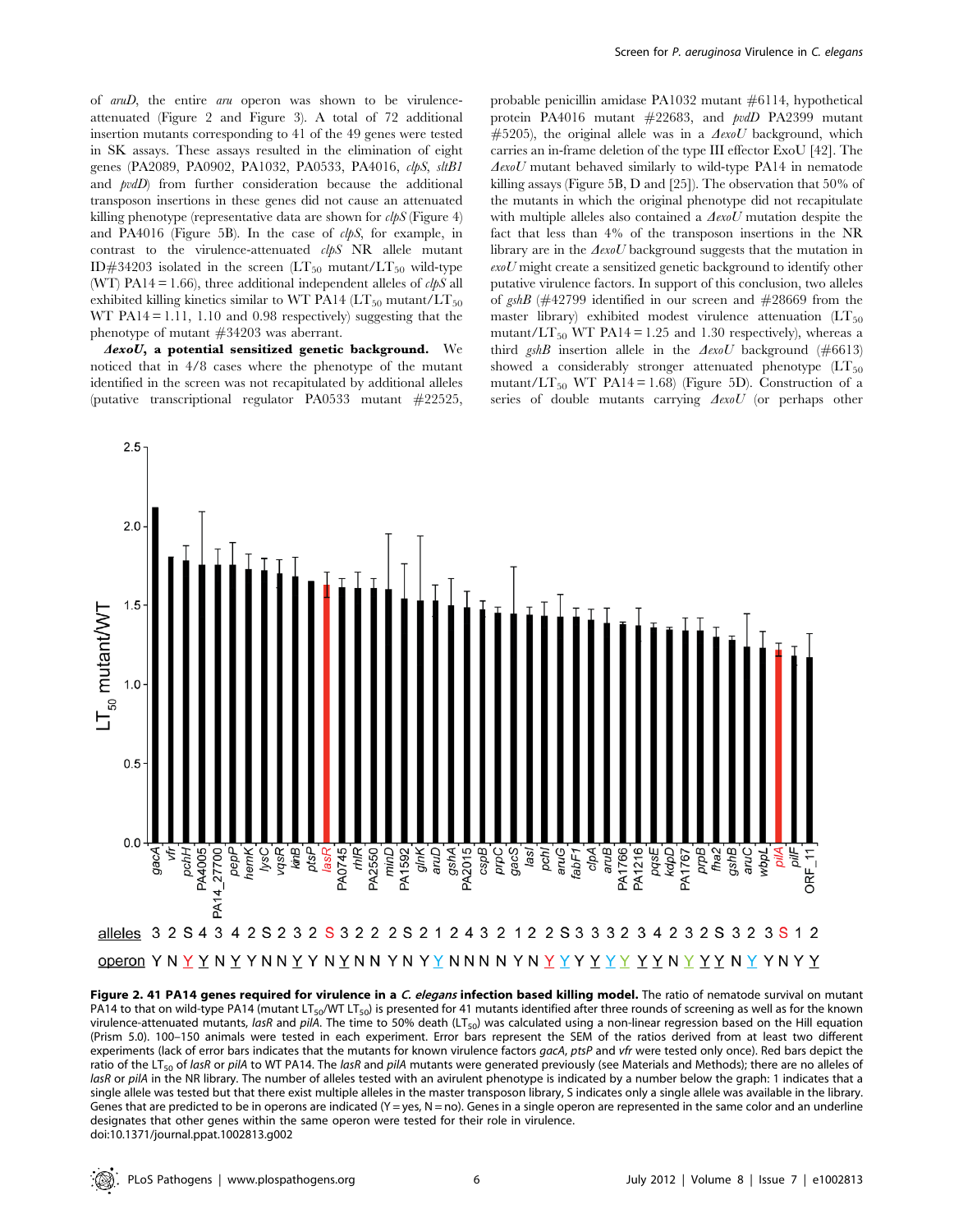of *aruD*, the entire *aru* operon was shown to be virulence-attenuated (Figure 2 and Figure 3). A total of 72 additional insertion mutants corresponding to 41 of the 49 genes were tested in SK assays. These assays resulted in the elimination of eight genes (PA2089, PA0902, PA1032, PA0533, PA4016, *clpS*, *sltB1* and *pvdD*) from further consideration because the additional transposon insertions in these genes did not cause an attenuated killing phenotype (representative data are shown for *clpS* (Figure 4) and PA4016 (Figure 5B). In the case of *clpS*, for example, in contrast to the virulence-attenuated *clpS* NR allele mutant ID#34203 isolated in the screen ($LT_{50}$ mutant/$LT_{50}$ wild-type (WT) PA14 = 1.66), three additional independent alleles of *clpS* all exhibited killing kinetics similar to WT PA14 ($LT_{50}$ mutant/$LT_{50}$ WT PA14 = 1.11, 1.10 and 0.98 respectively) suggesting that the phenotype of mutant #34203 was aberrant.

***ΔexoU*, a potential sensitized genetic background.** We noticed that in 4/8 cases where the phenotype of the mutant identified in the screen was not recapitulated by additional alleles (putative transcriptional regulator PA0533 mutant #22525, probable penicillin amidase PA1032 mutant #6114, hypothetical protein PA4016 mutant #22683, and *pvdD* PA2399 mutant #5205), the original allele was in a *ΔexoU* background, which carries an in-frame deletion of the type III effector ExoU [42]. The *ΔexoU* mutant behaved similarly to wild-type PA14 in nematode killing assays (Figure 5B, D and [25]). The observation that 50% of the mutants in which the original phenotype did not recapitulate with multiple alleles also contained a *ΔexoU* mutation despite the fact that less than 4% of the transposon insertions in the NR library are in the *ΔexoU* background suggests that the mutation in *exoU* might create a sensitized genetic background to identify other putative virulence factors. In support of this conclusion, two alleles of *gshB* (#42799 identified in our screen and #28669 from the master library) exhibited modest virulence attenuation ($LT_{50}$ mutant/$LT_{50}$ WT PA14 = 1.25 and 1.30 respectively), whereas a third *gshB* insertion allele in the *ΔexoU* background (#6613) showed a considerably stronger attenuated phenotype ($LT_{50}$ mutant/$LT_{50}$ WT PA14 = 1.68) (Figure 5D). Construction of a series of double mutants carrying *ΔexoU* (or perhaps other

**Figure 2. 41 PA14 genes required for virulence in a *C. elegans* infection based killing model.** The ratio of nematode survival on mutant PA14 to that on wild-type PA14 (mutant $LT_{50}$/WT $LT_{50}$) is presented for 41 mutants identified after three rounds of screening as well as for the known virulence-attenuated mutants, *lasR* and *pilA*. The time to 50% death ($LT_{50}$) was calculated using a non-linear regression based on the Hill equation (Prism 5.0). 100–150 animals were tested in each experiment. Error bars represent the SEM of the ratios derived from at least two different experiments (lack of error bars indicates that the mutants for known virulence factors *gacA*, *ptsP* and *vfr* were tested only once). Red bars depict the ratio of the $LT_{50}$ of *lasR* or *pilA* to WT PA14. The *lasR* and *pilA* mutants were generated previously (see Materials and Methods); there are no alleles of *lasR* or *pilA* in the NR library. The number of alleles tested with an avirulent phenotype is indicated by a number below the graph: 1 indicates that a single allele was tested but that there exist multiple alleles in the master transposon library, S indicates only a single allele was available in the library. Genes that are predicted to be in operons are indicated (Y = yes, N = no). Genes in a single operon are represented in the same color and an underline designates that other genes within the same operon were tested for their role in virulence.
doi:10.1371/journal.ppat.1002813.g002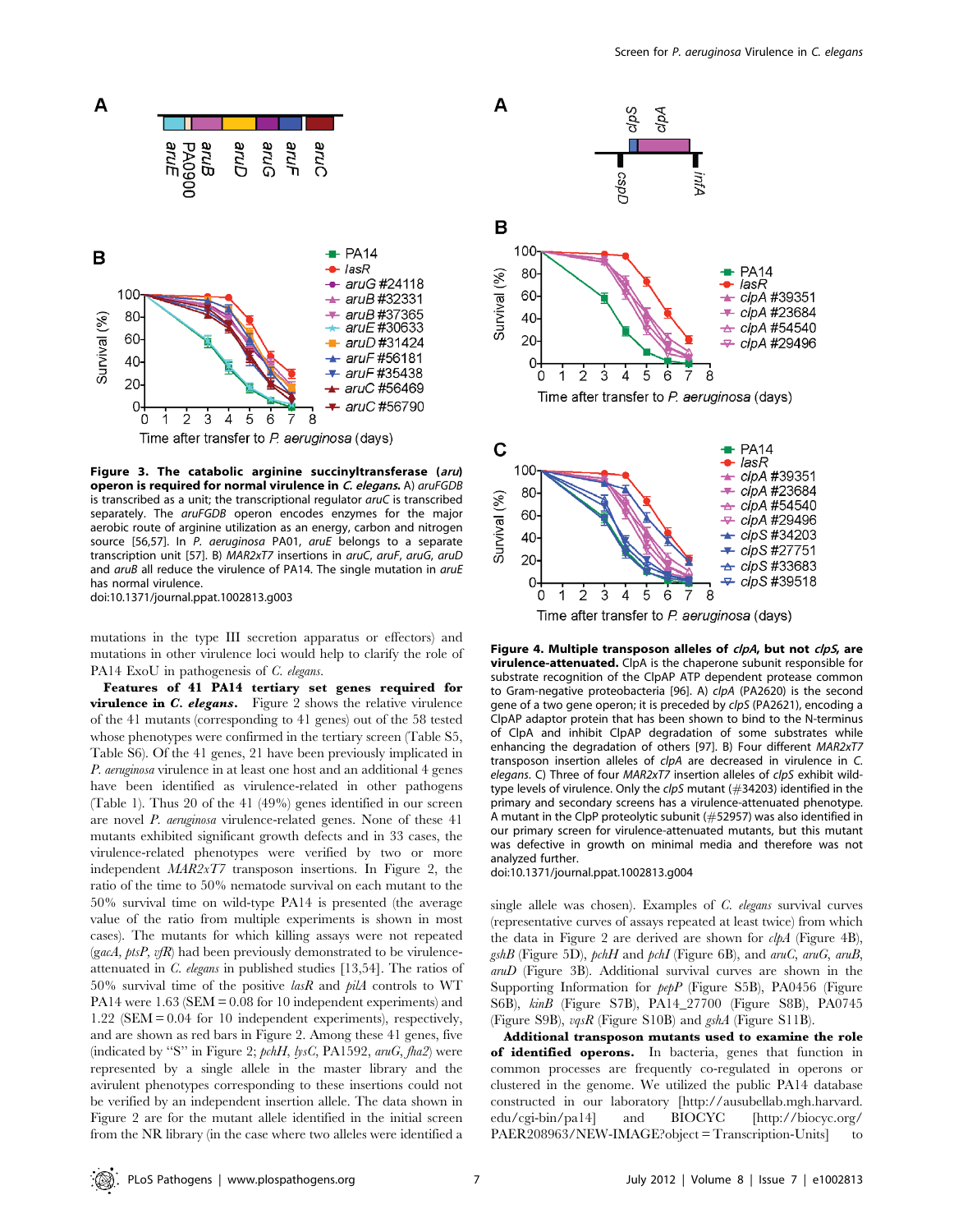**Figure 3. The catabolic arginine succinyltransferase (*aru*) operon is required for normal virulence in *C. elegans*.** A) *aruFGDB* is transcribed as a unit; the transcriptional regulator *aruC* is transcribed separately. The *aruFGDB* operon encodes enzymes for the major aerobic route of arginine utilization as an energy, carbon and nitrogen source [56,57]. In *P. aeruginosa* PA01, *aruE* belongs to a separate transcription unit [57]. B) *MAR2xT7* insertions in *aruC*, *aruF*, *aruG*, *aruD* and *aruB* all reduce the virulence of PA14. The single mutation in *aruE* has normal virulence.
doi:10.1371/journal.ppat.1002813.g003

mutations in the type III secretion apparatus or effectors) and mutations in other virulence loci would help to clarify the role of PA14 ExoU in pathogenesis of *C. elegans*.

**Features of 41 PA14 tertiary set genes required for virulence in *C. elegans*.** Figure 2 shows the relative virulence of the 41 mutants (corresponding to 41 genes) out of the 58 tested whose phenotypes were confirmed in the tertiary screen (Table S5, Table S6). Of the 41 genes, 21 have been previously implicated in *P. aeruginosa* virulence in at least one host and an additional 4 genes have been identified as virulence-related in other pathogens (Table 1). Thus 20 of the 41 (49%) genes identified in our screen are novel *P. aeruginosa* virulence-related genes. None of these 41 mutants exhibited significant growth defects and in 33 cases, the virulence-related phenotypes were verified by two or more independent *MAR2xT7* transposon insertions. In Figure 2, the ratio of the time to 50% nematode survival on each mutant to the 50% survival time on wild-type PA14 is presented (the average value of the ratio from multiple experiments is shown in most cases). The mutants for which killing assays were not repeated (*gacA*, *ptsP*, *vfR*) had been previously demonstrated to be virulence-attenuated in *C. elegans* in published studies [13,54]. The ratios of 50% survival time of the positive *lasR* and *pilA* controls to WT PA14 were 1.63 (SEM = 0.08 for 10 independent experiments) and 1.22 (SEM = 0.04 for 10 independent experiments), respectively, and are shown as red bars in Figure 2. Among these 41 genes, five (indicated by "S" in Figure 2; *pchH*, *lysC*, PA1592, *aruG*, *fha2*) were represented by a single allele in the master library and the avirulent phenotypes corresponding to these insertions could not be verified by an independent insertion allele. The data shown in Figure 2 are for the mutant allele identified in the initial screen from the NR library (in the case where two alleles were identified a

**Figure 4. Multiple transposon alleles of *clpA*, but not *clpS*, are virulence-attenuated.** ClpA is the chaperone subunit responsible for substrate recognition of the ClpAP ATP dependent protease common to Gram-negative proteobacteria [96]. A) *clpA* (PA2620) is the second gene of a two gene operon; it is preceded by *clpS* (PA2621), encoding a ClpAP adaptor protein that has been shown to bind to the N-terminus of ClpA and inhibit ClpAP degradation of some substrates while enhancing the degradation of others [97]. B) Four different *MAR2xT7* transposon insertion alleles of *clpA* are decreased in virulence in *C. elegans*. C) Three of four *MAR2xT7* insertion alleles of *clpS* exhibit wild-type levels of virulence. Only the *clpS* mutant (#34203) identified in the primary and secondary screens has a virulence-attenuated phenotype. A mutant in the ClpP proteolytic subunit (#52957) was also identified in our primary screen for virulence-attenuated mutants, but this mutant was defective in growth on minimal media and therefore was not analyzed further.
doi:10.1371/journal.ppat.1002813.g004

single allele was chosen). Examples of *C. elegans* survival curves (representative curves of assays repeated at least twice) from which the data in Figure 2 are derived are shown for *clpA* (Figure 4B), *gshB* (Figure 5D), *pchH* and *pchI* (Figure 6B), and *aruC*, *aruG*, *aruB*, *aruD* (Figure 3B). Additional survival curves are shown in the Supporting Information for *pepP* (Figure S5B), PA0456 (Figure S6B), *kinB* (Figure S7B), PA14_27700 (Figure S8B), PA0745 (Figure S9B), *vqsR* (Figure S10B) and *gshA* (Figure S11B).

**Additional transposon mutants used to examine the role of identified operons.** In bacteria, genes that function in common processes are frequently co-regulated in operons or clustered in the genome. We utilized the public PA14 database constructed in our laboratory [http://ausubellab.mgh.harvard.edu/cgi-bin/pa14] and BIOCYC [http://biocyc.org/PAER208963/NEW-IMAGE?object=Transcription-Units] to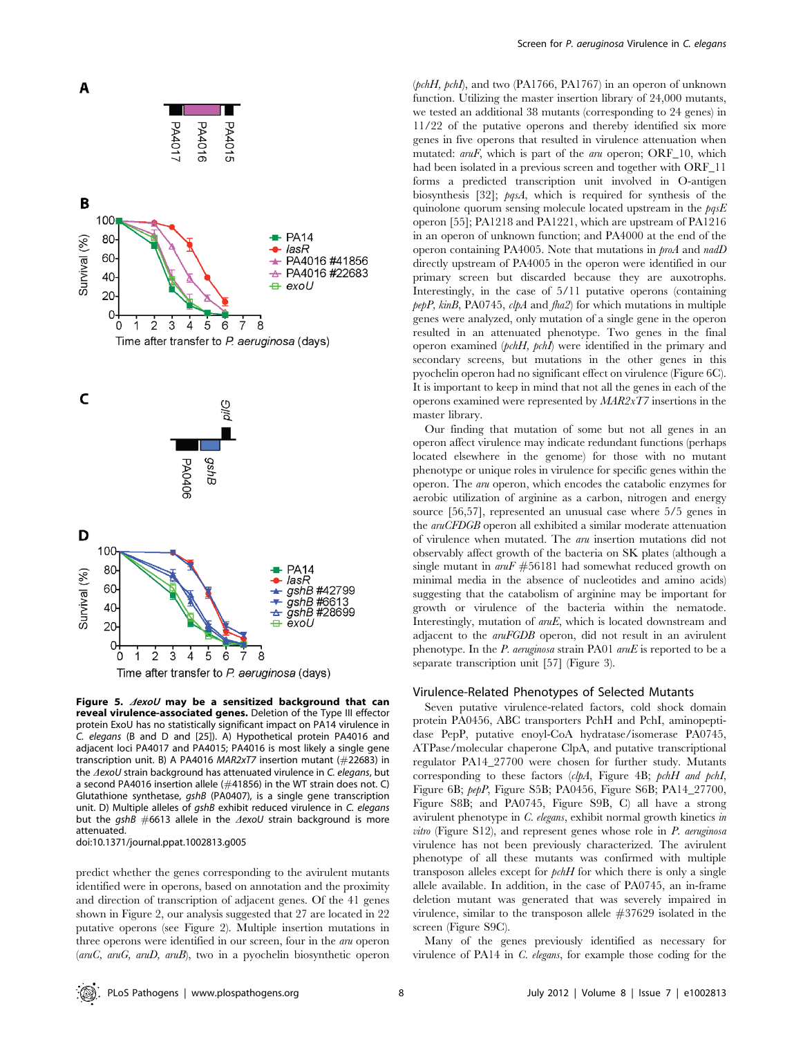**Figure 5. *ΔexoU* may be a sensitized background that can reveal virulence-associated genes.** Deletion of the Type III effector protein ExoU has no statistically significant impact on PA14 virulence in *C. elegans* (B and D and [25]). A) Hypothetical protein PA4016 and adjacent loci PA4017 and PA4015; PA4016 is most likely a single gene transcription unit. B) A PA4016 *MAR2xT7* insertion mutant (#22683) in the *ΔexoU* strain background has attenuated virulence in *C. elegans*, but a second PA4016 insertion allele (#41856) in the WT strain does not. C) Glutathione synthetase, *gshB* (PA0407), is a single gene transcription unit. D) Multiple alleles of *gshB* exhibit reduced virulence in *C. elegans* but the *gshB* #6613 allele in the *ΔexoU* strain background is more attenuated.
doi:10.1371/journal.ppat.1002813.g005

predict whether the genes corresponding to the avirulent mutants identified were in operons, based on annotation and the proximity and direction of transcription of adjacent genes. Of the 41 genes shown in Figure 2, our analysis suggested that 27 are located in 22 putative operons (see Figure 2). Multiple insertion mutations in three operons were identified in our screen, four in the *aru* operon (*aruC, aruG, aruD, aruB*), two in a pyochelin biosynthetic operon (*pchH, pchI*), and two (PA1766, PA1767) in an operon of unknown function. Utilizing the master insertion library of 24,000 mutants, we tested an additional 38 mutants (corresponding to 24 genes) in 11/22 of the putative operons and thereby identified six more genes in five operons that resulted in virulence attenuation when mutated: *aruF*, which is part of the *aru* operon; ORF_10, which had been isolated in a previous screen and together with ORF_11 forms a predicted transcription unit involved in O-antigen biosynthesis [32]; *pqsA*, which is required for synthesis of the quinolone quorum sensing molecule located upstream in the *pqsE* operon [55]; PA1218 and PA1221, which are upstream of PA1216 in an operon of unknown function; and PA4000 at the end of the operon containing PA4005. Note that mutations in *proA* and *nadD* directly upstream of PA4005 in the operon were identified in our primary screen but discarded because they are auxotrophs. Interestingly, in the case of 5/11 putative operons (containing *pepP, kinB*, PA0745, *clpA* and *fha2*) for which mutations in multiple genes were analyzed, only mutation of a single gene in the operon resulted in an attenuated phenotype. Two genes in the final operon examined (*pchH, pchI*) were identified in the primary and secondary screens, but mutations in the other genes in this pyochelin operon had no significant effect on virulence (Figure 6C). It is important to keep in mind that not all the genes in each of the operons examined were represented by *MAR2xT7* insertions in the master library.

Our finding that mutation of some but not all genes in an operon affect virulence may indicate redundant functions (perhaps located elsewhere in the genome) for those with no mutant phenotype or unique roles in virulence for specific genes within the operon. The *aru* operon, which encodes the catabolic enzymes for aerobic utilization of arginine as a carbon, nitrogen and energy source [56,57], represented an unusual case where 5/5 genes in the *aruCFDGB* operon all exhibited a similar moderate attenuation of virulence when mutated. The *aru* insertion mutations did not observably affect growth of the bacteria on SK plates (although a single mutant in *aruF* #56181 had somewhat reduced growth on minimal media in the absence of nucleotides and amino acids) suggesting that the catabolism of arginine may be important for growth or virulence of the bacteria within the nematode. Interestingly, mutation of *aruE*, which is located downstream and adjacent to the *aruFGDB* operon, did not result in an avirulent phenotype. In the *P. aeruginosa* strain PA01 *aruE* is reported to be a separate transcription unit [57] (Figure 3).

## Virulence-Related Phenotypes of Selected Mutants

Seven putative virulence-related factors, cold shock domain protein PA0456, ABC transporters PchH and PchI, aminopeptidase PepP, putative enoyl-CoA hydratase/isomerase PA0745, ATPase/molecular chaperone ClpA, and putative transcriptional regulator PA14_27700 were chosen for further study. Mutants corresponding to these factors (*clpA*, Figure 4B; *pchH and pchI*, Figure 6B; *pepP*, Figure S5B; PA0456, Figure S6B; PA14_27700, Figure S8B; and PA0745, Figure S9B, C) all have a strong avirulent phenotype in *C. elegans*, exhibit normal growth kinetics *in vitro* (Figure S12), and represent genes whose role in *P. aeruginosa* virulence has not been previously characterized. The avirulent phenotype of all these mutants was confirmed with multiple transposon alleles except for *pchH* for which there is only a single allele available. In addition, in the case of PA0745, an in-frame deletion mutant was generated that was severely impaired in virulence, similar to the transposon allele #37629 isolated in the screen (Figure S9C).

Many of the genes previously identified as necessary for virulence of PA14 in *C. elegans*, for example those coding for the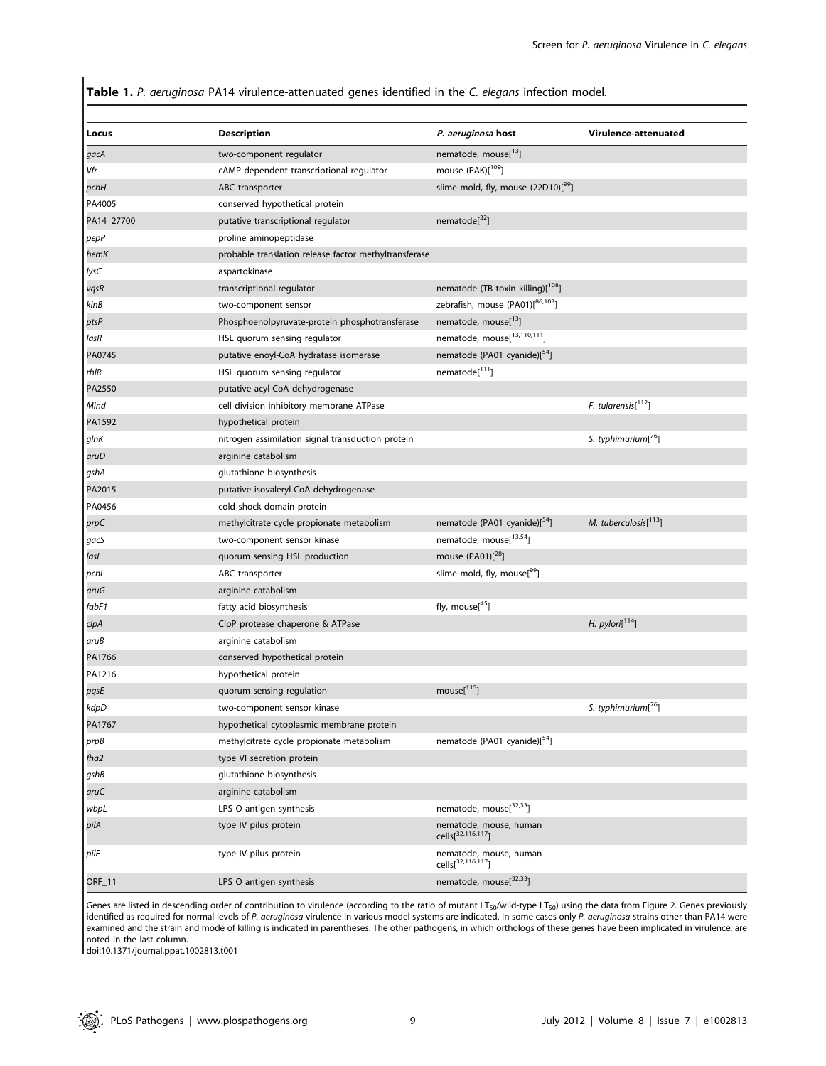**Table 1.** *P. aeruginosa* PA14 virulence-attenuated genes identified in the *C. elegans* infection model.

| Locus | Description | *P. aeruginosa* host | Virulence-attenuated |
|---|---|---|---|
| *gacA* | two-component regulator | nematode, mouse[13] | |
| *Vfr* | cAMP dependent transcriptional regulator | mouse (PAK)[109] | |
| *pchH* | ABC transporter | slime mold, fly, mouse (22D10)[99] | |
| PA4005 | conserved hypothetical protein | | |
| PA14_27700 | putative transcriptional regulator | nematode[32] | |
| *pepP* | proline aminopeptidase | | |
| *hemK* | probable translation release factor methyltransferase | | |
| *lysC* | aspartokinase | | |
| *vqsR* | transcriptional regulator | nematode (TB toxin killing)[108] | |
| *kinB* | two-component sensor | zebrafish, mouse (PA01)[86,103] | |
| *ptsP* | Phosphoenolpyruvate-protein phosphotransferase | nematode, mouse[13] | |
| *lasR* | HSL quorum sensing regulator | nematode, mouse[13,110,111] | |
| PA0745 | putative enoyl-CoA hydratase isomerase | nematode (PA01 cyanide)[54] | |
| *rhlR* | HSL quorum sensing regulator | nematode[111] | |
| PA2550 | putative acyl-CoA dehydrogenase | | |
| *Mind* | cell division inhibitory membrane ATPase | | *F. tularensis*[112] |
| PA1592 | hypothetical protein | | |
| *glnK* | nitrogen assimilation signal transduction protein | | *S. typhimurium*[76] |
| *aruD* | arginine catabolism | | |
| *gshA* | glutathione biosynthesis | | |
| PA2015 | putative isovaleryl-CoA dehydrogenase | | |
| PA0456 | cold shock domain protein | | |
| *prpC* | methylcitrate cycle propionate metabolism | nematode (PA01 cyanide)[54] | *M. tuberculosis*[113] |
| *gacS* | two-component sensor kinase | nematode, mouse[13,54] | |
| *lasI* | quorum sensing HSL production | mouse (PA01)[28] | |
| *pchI* | ABC transporter | slime mold, fly, mouse[99] | |
| *aruG* | arginine catabolism | | |
| *fabF1* | fatty acid biosynthesis | fly, mouse[45] | |
| *clpA* | ClpP protease chaperone & ATPase | | *H. pylori*[114] |
| *aruB* | arginine catabolism | | |
| PA1766 | conserved hypothetical protein | | |
| PA1216 | hypothetical protein | | |
| *pqsE* | quorum sensing regulation | mouse[115] | |
| *kdpD* | two-component sensor kinase | | *S. typhimurium*[76] |
| PA1767 | hypothetical cytoplasmic membrane protein | | |
| *prpB* | methylcitrate cycle propionate metabolism | nematode (PA01 cyanide)[54] | |
| *fha2* | type VI secretion protein | | |
| *gshB* | glutathione biosynthesis | | |
| *aruC* | arginine catabolism | | |
| *wbpL* | LPS O antigen synthesis | nematode, mouse[32,33] | |
| *pilA* | type IV pilus protein | nematode, mouse, human cells[32,116,117] | |
| *pilF* | type IV pilus protein | nematode, mouse, human cells[32,116,117] | |
| ORF_11 | LPS O antigen synthesis | nematode, mouse[32,33] | |

Genes are listed in descending order of contribution to virulence (according to the ratio of mutant $LT_{50}$/wild-type $LT_{50}$) using the data from Figure 2. Genes previously identified as required for normal levels of *P. aeruginosa* virulence in various model systems are indicated. In some cases only *P. aeruginosa* strains other than PA14 were examined and the strain and mode of killing is indicated in parentheses. The other pathogens, in which orthologs of these genes have been implicated in virulence, are noted in the last column.

doi:10.1371/journal.ppat.1002813.t001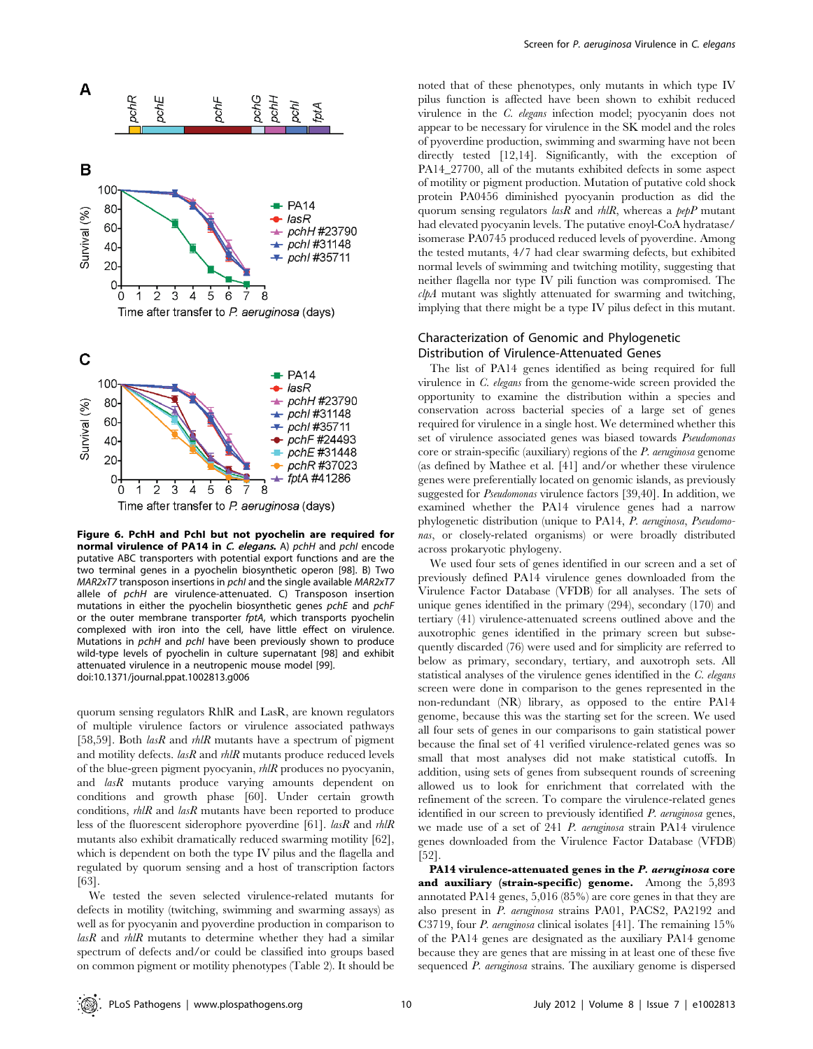**Figure 6. PchH and PchI but not pyochelin are required for normal virulence of PA14 in *C. elegans*.** A) *pchH* and *pchI* encode putative ABC transporters with potential export functions and are the two terminal genes in a pyochelin biosynthetic operon [98]. B) Two *MAR2xT7* transposon insertions in *pchI* and the single available *MAR2xT7* allele of *pchH* are virulence-attenuated. C) Transposon insertion mutations in either the pyochelin biosynthetic genes *pchE* and *pchF* or the outer membrane transporter *fptA*, which transports pyochelin complexed with iron into the cell, have little effect on virulence. Mutations in *pchH* and *pchI* have been previously shown to produce wild-type levels of pyochelin in culture supernatant [98] and exhibit attenuated virulence in a neutropenic mouse model [99].
doi:10.1371/journal.ppat.1002813.g006

quorum sensing regulators RhlR and LasR, are known regulators of multiple virulence factors or virulence associated pathways [58,59]. Both *lasR* and *rhlR* mutants have a spectrum of pigment and motility defects. *lasR* and *rhlR* mutants produce reduced levels of the blue-green pigment pyocyanin, *rhlR* produces no pyocyanin, and *lasR* mutants produce varying amounts dependent on conditions and growth phase [60]. Under certain growth conditions, *rhlR* and *lasR* mutants have been reported to produce less of the fluorescent siderophore pyoverdine [61]. *lasR* and *rhlR* mutants also exhibit dramatically reduced swarming motility [62], which is dependent on both the type IV pilus and the flagella and regulated by quorum sensing and a host of transcription factors [63].

We tested the seven selected virulence-related mutants for defects in motility (twitching, swimming and swarming assays) as well as for pyocyanin and pyoverdine production in comparison to *lasR* and *rhlR* mutants to determine whether they had a similar spectrum of defects and/or could be classified into groups based on common pigment or motility phenotypes (Table 2). It should be noted that of these phenotypes, only mutants in which type IV pilus function is affected have been shown to exhibit reduced virulence in the *C. elegans* infection model; pyocyanin does not appear to be necessary for virulence in the SK model and the roles of pyoverdine production, swimming and swarming have not been directly tested [12,14]. Significantly, with the exception of PA14_27700, all of the mutants exhibited defects in some aspect of motility or pigment production. Mutation of putative cold shock protein PA0456 diminished pyocyanin production as did the quorum sensing regulators *lasR* and *rhlR*, whereas a *pepP* mutant had elevated pyocyanin levels. The putative enoyl-CoA hydratase/isomerase PA0745 produced reduced levels of pyoverdine. Among the tested mutants, 4/7 had clear swarming defects, but exhibited normal levels of swimming and twitching motility, suggesting that neither flagella nor type IV pili function was compromised. The *clpA* mutant was slightly attenuated for swarming and twitching, implying that there might be a type IV pilus defect in this mutant.

## Characterization of Genomic and Phylogenetic Distribution of Virulence-Attenuated Genes

The list of PA14 genes identified as being required for full virulence in *C. elegans* from the genome-wide screen provided the opportunity to examine the distribution within a species and conservation across bacterial species of a large set of genes required for virulence in a single host. We determined whether this set of virulence associated genes was biased towards *Pseudomonas* core or strain-specific (auxiliary) regions of the *P. aeruginosa* genome (as defined by Mathee et al. [41] and/or whether these virulence genes were preferentially located on genomic islands, as previously suggested for *Pseudomonas* virulence factors [39,40]. In addition, we examined whether the PA14 virulence genes had a narrow phylogenetic distribution (unique to PA14, *P. aeruginosa*, *Pseudomonas*, or closely-related organisms) or were broadly distributed across prokaryotic phylogeny.

We used four sets of genes identified in our screen and a set of previously defined PA14 virulence genes downloaded from the Virulence Factor Database (VFDB) for all analyses. The sets of unique genes identified in the primary (294), secondary (170) and tertiary (41) virulence-attenuated screens outlined above and the auxotrophic genes identified in the primary screen but subsequently discarded (76) were used and for simplicity are referred to below as primary, secondary, tertiary, and auxotroph sets. All statistical analyses of the virulence genes identified in the *C. elegans* screen were done in comparison to the genes represented in the non-redundant (NR) library, as opposed to the entire PA14 genome, because this was the starting set for the screen. We used all four sets of genes in our comparisons to gain statistical power because the final set of 41 verified virulence-related genes was so small that most analyses did not make statistical cutoffs. In addition, using sets of genes from subsequent rounds of screening allowed us to look for enrichment that correlated with the refinement of the screen. To compare the virulence-related genes identified in our screen to previously identified *P. aeruginosa* genes, we made use of a set of 241 *P. aeruginosa* strain PA14 virulence genes downloaded from the Virulence Factor Database (VFDB) [52].

**PA14 virulence-attenuated genes in the *P. aeruginosa* core and auxiliary (strain-specific) genome.** Among the 5,893 annotated PA14 genes, 5,016 (85%) are core genes in that they are also present in *P. aeruginosa* strains PA01, PACS2, PA2192 and C3719, four *P. aeruginosa* clinical isolates [41]. The remaining 15% of the PA14 genes are designated as the auxiliary PA14 genome because they are genes that are missing in at least one of these five sequenced *P. aeruginosa* strains. The auxiliary genome is dispersed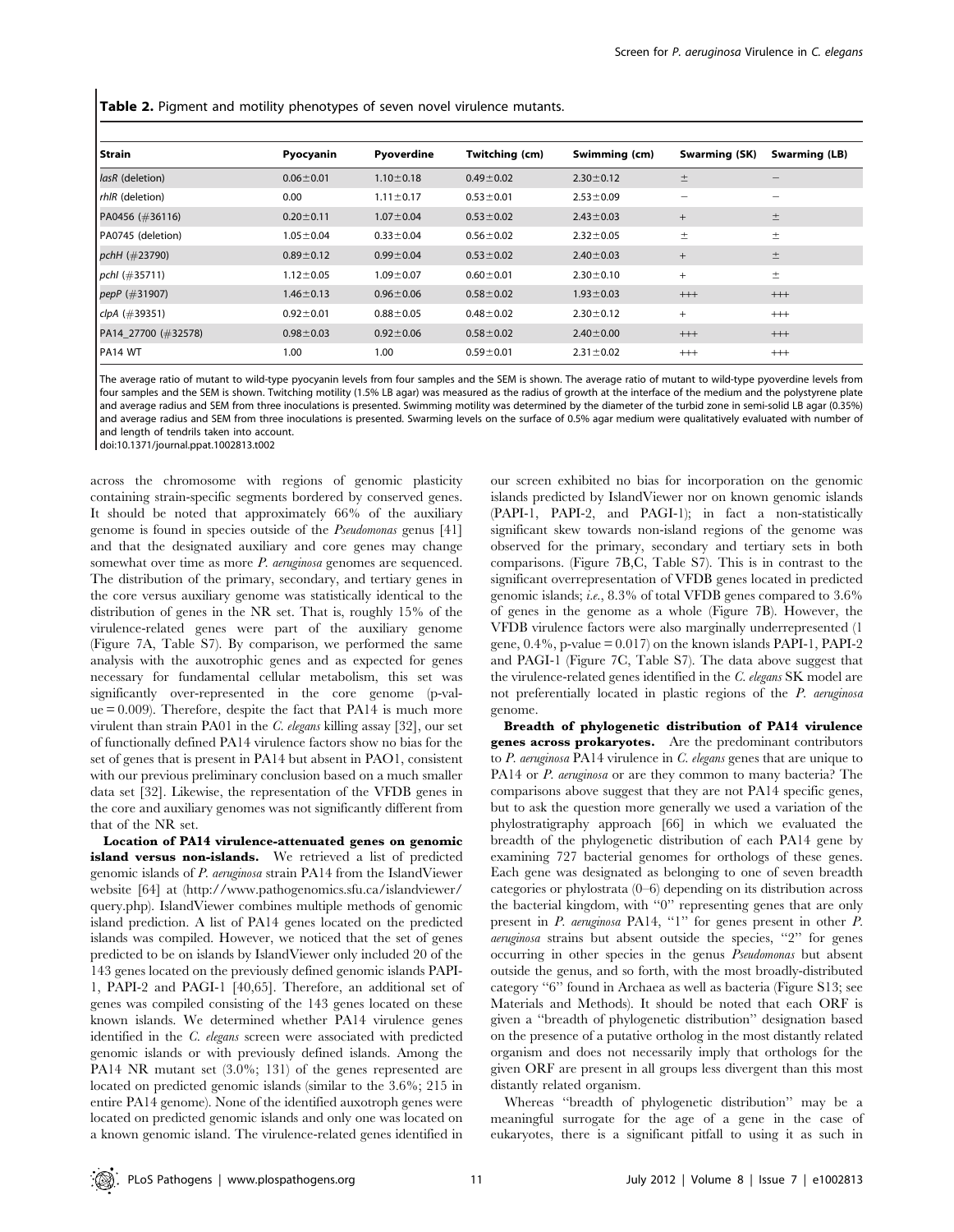**Table 2.** Pigment and motility phenotypes of seven novel virulence mutants.

| Strain | Pyocyanin | Pyoverdine | Twitching (cm) | Swimming (cm) | Swarming (SK) | Swarming (LB) |
|---|---|---|---|---|---|---|
| *lasR* (deletion) | 0.06±0.01 | 1.10±0.18 | 0.49±0.02 | 2.30±0.12 | ± | – |
| *rhlR* (deletion) | 0.00 | 1.11±0.17 | 0.53±0.01 | 2.53±0.09 | – | – |
| PA0456 (#36116) | 0.20±0.11 | 1.07±0.04 | 0.53±0.02 | 2.43±0.03 | + | ± |
| PA0745 (deletion) | 1.05±0.04 | 0.33±0.04 | 0.56±0.02 | 2.32±0.05 | ± | ± |
| *pchH* (#23790) | 0.89±0.12 | 0.99±0.04 | 0.53±0.02 | 2.40±0.03 | + | ± |
| *pchI* (#35711) | 1.12±0.05 | 1.09±0.07 | 0.60±0.01 | 2.30±0.10 | + | ± |
| *pepP* (#31907) | 1.46±0.13 | 0.96±0.06 | 0.58±0.02 | 1.93±0.03 | +++ | +++ |
| *clpA* (#39351) | 0.92±0.01 | 0.88±0.05 | 0.48±0.02 | 2.30±0.12 | + | +++ |
| PA14_27700 (#32578) | 0.98±0.03 | 0.92±0.06 | 0.58±0.02 | 2.40±0.00 | +++ | +++ |
| PA14 WT | 1.00 | 1.00 | 0.59±0.01 | 2.31±0.02 | +++ | +++ |

The average ratio of mutant to wild-type pyocyanin levels from four samples and the SEM is shown. The average ratio of mutant to wild-type pyoverdine levels from four samples and the SEM is shown. Twitching motility (1.5% LB agar) was measured as the radius of growth at the interface of the medium and the polystyrene plate and average radius and SEM from three inoculations is presented. Swimming motility was determined by the diameter of the turbid zone in semi-solid LB agar (0.35%) and average radius and SEM from three inoculations is presented. Swarming levels on the surface of 0.5% agar medium were qualitatively evaluated with number of and length of tendrils taken into account.

doi:10.1371/journal.ppat.1002813.t002

across the chromosome with regions of genomic plasticity containing strain-specific segments bordered by conserved genes. It should be noted that approximately 66% of the auxiliary genome is found in species outside of the *Pseudomonas* genus [41] and that the designated auxiliary and core genes may change somewhat over time as more *P. aeruginosa* genomes are sequenced. The distribution of the primary, secondary, and tertiary genes in the core versus auxiliary genome was statistically identical to the distribution of genes in the NR set. That is, roughly 15% of the virulence-related genes were part of the auxiliary genome (Figure 7A, Table S7). By comparison, we performed the same analysis with the auxotrophic genes and as expected for genes necessary for fundamental cellular metabolism, this set was significantly over-represented in the core genome (p-value = 0.009). Therefore, despite the fact that PA14 is much more virulent than strain PA01 in the *C. elegans* killing assay [32], our set of functionally defined PA14 virulence factors show no bias for the set of genes that is present in PA14 but absent in PAO1, consistent with our previous preliminary conclusion based on a much smaller data set [32]. Likewise, the representation of the VFDB genes in the core and auxiliary genomes was not significantly different from that of the NR set.

**Location of PA14 virulence-attenuated genes on genomic island versus non-islands.** We retrieved a list of predicted genomic islands of *P. aeruginosa* strain PA14 from the IslandViewer website [64] at (http://www.pathogenomics.sfu.ca/islandviewer/query.php). IslandViewer combines multiple methods of genomic island prediction. A list of PA14 genes located on the predicted islands was compiled. However, we noticed that the set of genes predicted to be on islands by IslandViewer only included 20 of the 143 genes located on the previously defined genomic islands PAPI-1, PAPI-2 and PAGI-1 [40,65]. Therefore, an additional set of genes was compiled consisting of the 143 genes located on these known islands. We determined whether PA14 virulence genes identified in the *C. elegans* screen were associated with predicted genomic islands or with previously defined islands. Among the PA14 NR mutant set (3.0%; 131) of the genes represented are located on predicted genomic islands (similar to the 3.6%; 215 in entire PA14 genome). None of the identified auxotroph genes were located on predicted genomic islands and only one was located on a known genomic island. The virulence-related genes identified in our screen exhibited no bias for incorporation on the genomic islands predicted by IslandViewer nor on known genomic islands (PAPI-1, PAPI-2, and PAGI-1); in fact a non-statistically significant skew towards non-island regions of the genome was observed for the primary, secondary and tertiary sets in both comparisons. (Figure 7B,C, Table S7). This is in contrast to the significant overrepresentation of VFDB genes located in predicted genomic islands; *i.e.*, 8.3% of total VFDB genes compared to 3.6% of genes in the genome as a whole (Figure 7B). However, the VFDB virulence factors were also marginally underrepresented (1 gene, 0.4%, p-value = 0.017) on the known islands PAPI-1, PAPI-2 and PAGI-1 (Figure 7C, Table S7). The data above suggest that the virulence-related genes identified in the *C. elegans* SK model are not preferentially located in plastic regions of the *P. aeruginosa* genome.

**Breadth of phylogenetic distribution of PA14 virulence genes across prokaryotes.** Are the predominant contributors to *P. aeruginosa* PA14 virulence in *C. elegans* genes that are unique to PA14 or *P. aeruginosa* or are they common to many bacteria? The comparisons above suggest that they are not PA14 specific genes, but to ask the question more generally we used a variation of the phylostratigraphy approach [66] in which we evaluated the breadth of the phylogenetic distribution of each PA14 gene by examining 727 bacterial genomes for orthologs of these genes. Each gene was designated as belonging to one of seven breadth categories or phylostrata (0–6) depending on its distribution across the bacterial kingdom, with "0" representing genes that are only present in *P. aeruginosa* PA14, "1" for genes present in other *P. aeruginosa* strains but absent outside the species, "2" for genes occurring in other species in the genus *Pseudomonas* but absent outside the genus, and so forth, with the most broadly-distributed category "6" found in Archaea as well as bacteria (Figure S13; see Materials and Methods). It should be noted that each ORF is given a "breadth of phylogenetic distribution" designation based on the presence of a putative ortholog in the most distantly related organism and does not necessarily imply that orthologs for the given ORF are present in all groups less divergent than this most distantly related organism.

Whereas "breadth of phylogenetic distribution" may be a meaningful surrogate for the age of a gene in the case of eukaryotes, there is a significant pitfall to using it as such in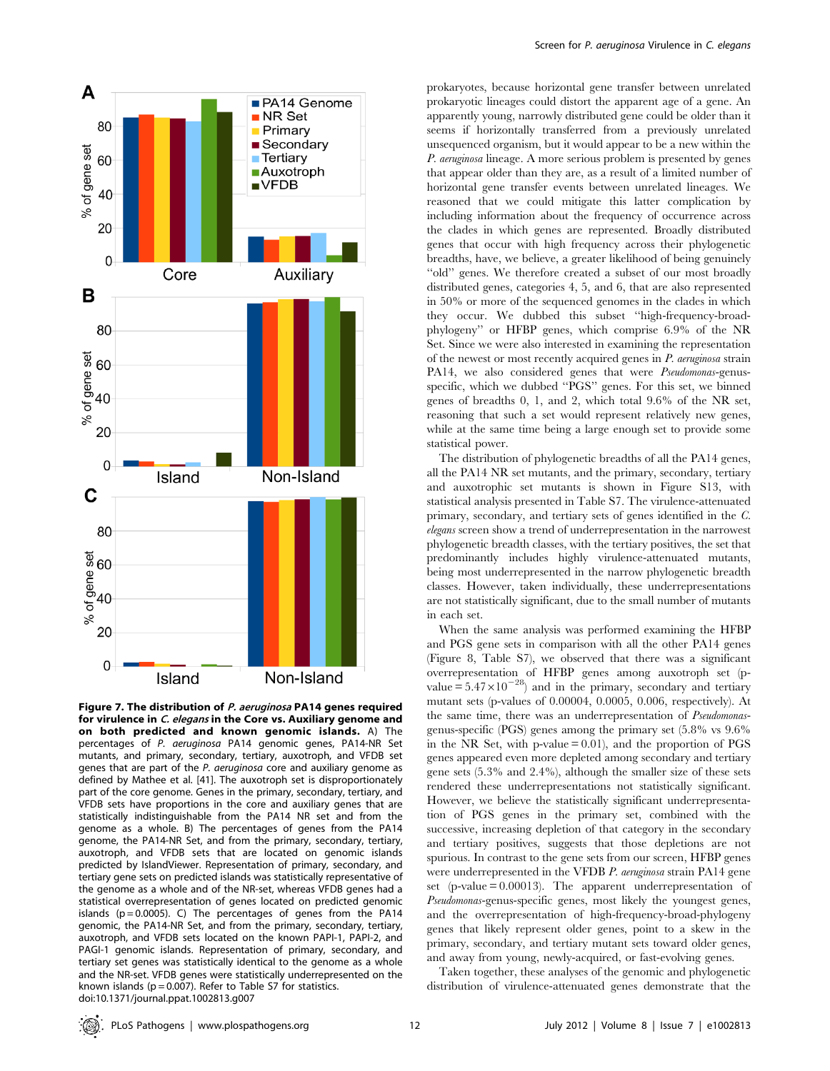**Figure 7. The distribution of *P. aeruginosa* PA14 genes required for virulence in *C. elegans* in the Core vs. Auxiliary genome and on both predicted and known genomic islands.** A) The percentages of *P. aeruginosa* PA14 genomic genes, PA14-NR Set mutants, and primary, secondary, tertiary, auxotroph, and VFDB set genes that are part of the *P. aeruginosa* core and auxiliary genome as defined by Mathee et al. [41]. The auxotroph set is disproportionately part of the core genome. Genes in the primary, secondary, tertiary, and VFDB sets have proportions in the core and auxiliary genome that are statistically indistinguishable from the PA14 NR set and from the genome as a whole. B) The percentages of genes from the PA14 genome, the PA14-NR Set, and from the primary, secondary, tertiary, auxotroph, and VFDB sets that are located on genomic islands predicted by IslandViewer. Representation of primary, secondary, and tertiary gene sets on predicted islands was statistically representative of the genome as a whole and of the NR-set, whereas VFDB genes had a statistical overrepresentation of genes located on predicted genomic islands (p = 0.0005). C) The percentages of genes from the PA14 genomic, the PA14-NR Set, and from the primary, secondary, tertiary, auxotroph, and VFDB sets located on the known PAPI-1, PAPI-2, and PAGI-1 genomic islands. Representation of primary, secondary, and tertiary set genes was statistically identical to the genome as a whole and the NR-set. VFDB genes were statistically underrepresented on the known islands (p = 0.007). Refer to Table S7 for statistics.
doi:10.1371/journal.ppat.1002813.g007

prokaryotes, because horizontal gene transfer between unrelated prokaryotic lineages could distort the apparent age of a gene. An apparently young, narrowly distributed gene could be older than it seems if horizontally transferred from a previously unrelated unsequenced organism, but it would appear to be a new within the *P. aeruginosa* lineage. A more serious problem is presented by genes that appear older than they are, as a result of a limited number of horizontal gene transfer events between unrelated lineages. We reasoned that we could mitigate this latter complication by including information about the frequency of occurrence across the clades in which genes are represented. Broadly distributed genes that occur with high frequency across their phylogenetic breadths, have, we believe, a greater likelihood of being genuinely "old" genes. We therefore created a subset of our most broadly distributed genes, categories 4, 5, and 6, that are also represented in 50% or more of the sequenced genomes in the clades in which they occur. We dubbed this subset "high-frequency-broad-phylogeny" or HFBP genes, which comprise 6.9% of the NR Set. Since we were also interested in examining the representation of the newest or most recently acquired genes in *P. aeruginosa* strain PA14, we also considered genes that were *Pseudomonas*-genus-specific, which we dubbed "PGS" genes. For this set, we binned genes of breadths 0, 1, and 2, which total 9.6% of the NR set, reasoning that such a set would represent relatively new genes, while at the same time being a large enough set to provide some statistical power.

The distribution of phylogenetic breadths of all the PA14 genes, all the PA14 NR set mutants, and the primary, secondary, tertiary and auxotrophic set mutants is shown in Figure S13, with statistical analysis presented in Table S7. The virulence-attenuated primary, secondary, and tertiary sets of genes identified in the *C. elegans* screen show a trend of underrepresentation in the narrowest phylogenetic breadth classes, with the tertiary positives, the set that predominantly includes highly virulence-attenuated mutants, being most underrepresented in the narrow phylogenetic breadth classes. However, taken individually, these underrepresentations are not statistically significant, due to the small number of mutants in each set.

When the same analysis was performed examining the HFBP and PGS gene sets in comparison with all the other PA14 genes (Figure 8, Table S7), we observed that there was a significant overrepresentation of HFBP genes among auxotroph set (p-value $= 5.47 \times 10^{-28}$) and in the primary, secondary and tertiary mutant sets (p-values of 0.00004, 0.0005, 0.006, respectively). At the same time, there was an underrepresentation of *Pseudomonas*-genus-specific (PGS) genes among the primary set (5.8% vs 9.6% in the NR Set, with p-value = 0.01), and the proportion of PGS genes appeared even more depleted among secondary and tertiary gene sets (5.3% and 2.4%), although the smaller size of these sets rendered these underrepresentations not statistically significant. However, we believe the statistically significant underrepresentation of PGS genes in the primary set, combined with the successive, increasing depletion of that category in the secondary and tertiary positives, suggests that those depletions are not spurious. In contrast to the gene sets from our screen, HFBP genes were underrepresented in the VFDB *P. aeruginosa* strain PA14 gene set (p-value = 0.00013). The apparent underrepresentation of *Pseudomonas*-genus-specific genes, most likely the youngest genes, and the overrepresentation of high-frequency-broad-phylogeny genes that likely represent older genes, point to a skew in the primary, secondary, and tertiary mutant sets toward older genes, and away from young, newly-acquired, or fast-evolving genes.

Taken together, these analyses of the genomic and phylogenetic distribution of virulence-attenuated genes demonstrate that the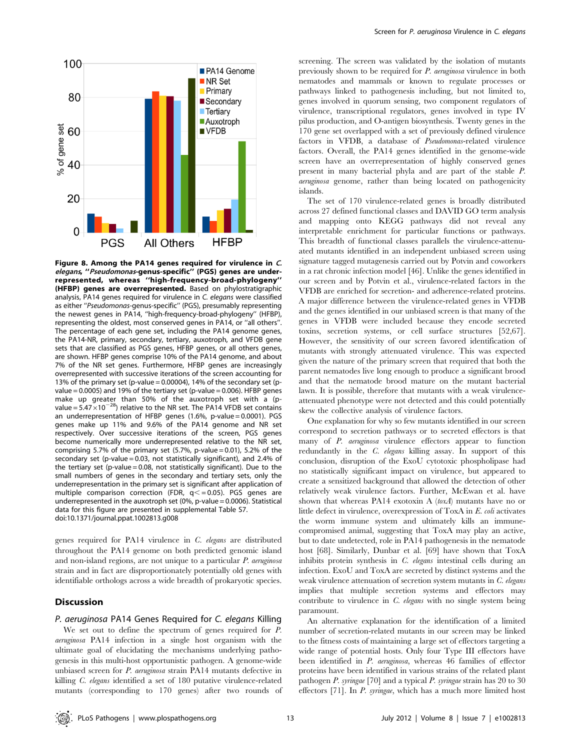**Figure 8. Among the PA14 genes required for virulence in *C. elegans*, "*Pseudomonas*-genus-specific" (PGS) genes are under-represented, whereas "high-frequency-broad-phylogeny" (HFBP) genes are overrepresented.** Based on phylostratigraphic analysis, PA14 genes required for virulence in *C. elegans* were classified as either "*Pseudomonas*-genus-specific" (PGS), presumably representing the newest genes in PA14, "high-frequency-broad-phylogeny" (HFBP), representing the oldest, most conserved genes in PA14, or "all others". The percentage of each gene set, including the PA14 genome genes, the PA14-NR, primary, secondary, tertiary, auxotroph, and VFDB gene sets that are classified as PGS genes, HFBP genes, or all others genes, are shown. HFBP genes comprise 10% of the PA14 genome, and about 7% of the NR set genes. Furthermore, HFBP genes are increasingly overrepresented with successive iterations of the screen accounting for 13% of the primary set (p-value = 0.00004), 14% of the secondary set (p-value = 0.0005) and 19% of the tertiary set (p-value = 0.006). HFBP genes make up greater than 50% of the auxotroph set with a (p-value = $5.47 \times 10^{-28}$) relative to the NR set. The PA14 VFDB set contains an underrepresentation of HFBP genes (1.6%, p-value = 0.0001). PGS genes make up 11% and 9.6% of the PA14 genome and NR set respectively. Over successive iterations of the screen, PGS genes become numerically more underrepresented relative to the NR set, comprising 5.7% of the primary set (5.7%, p-value = 0.01), 5.2% of the secondary set (p-value = 0.03, not statistically significant), and 2.4% of the tertiary set (p-value = 0.08, not statistically significant). Due to the small numbers of genes in the secondary and tertiary sets, only the underrepresentation in the primary set is significant after application of multiple comparison correction (FDR, $q \leq 0.05$). PGS genes are underrepresented in the auxotroph set (0%, p-value = 0.0006). Statistical data for this figure are presented in supplemental Table S7.
doi:10.1371/journal.ppat.1002813.g008

genes required for PA14 virulence in *C. elegans* are distributed throughout the PA14 genome on both predicted genomic island and non-island regions, are not unique to a particular *P. aeruginosa* strain and in fact are disproportionately potentially old genes with identifiable orthologs across a wide breadth of prokaryotic species.

## Discussion

### *P. aeruginosa* PA14 Genes Required for *C. elegans* Killing

We set out to define the spectrum of genes required for *P. aeruginosa* PA14 infection in a single host organism with the ultimate goal of elucidating the mechanisms underlying pathogenesis in this multi-host opportunistic pathogen. A genome-wide unbiased screen for *P. aeruginosa* strain PA14 mutants defective in killing *C. elegans* identified a set of 180 putative virulence-related mutants (corresponding to 170 genes) after two rounds of screening. The screen was validated by the isolation of mutants previously shown to be required for *P. aeruginosa* virulence in both nematodes and mammals or known to regulate processes or pathways linked to pathogenesis including, but not limited to, genes involved in quorum sensing, two component regulators of virulence, transcriptional regulators, genes involved in type IV pilus production, and O-antigen biosynthesis. Twenty genes in the 170 gene set overlapped with a set of previously defined virulence factors in VFDB, a database of *Pseudomonas*-related virulence factors. Overall, the PA14 genes identified in the genome-wide screen have an overrepresentation of highly conserved genes present in many bacterial phyla and are part of the stable *P. aeruginosa* genome, rather than being located on pathogenicity islands.

The set of 170 virulence-related genes is broadly distributed across 27 defined functional classes and DAVID GO term analysis and mapping onto KEGG pathways did not reveal any interpretable enrichment for particular functions or pathways. This breadth of functional classes parallels the virulence-attenuated mutants identified in an independent unbiased screen using signature tagged mutagenesis carried out by Potvin and coworkers in a rat chronic infection model [46]. Unlike the genes identified in our screen and by Potvin et al., virulence-related factors in the VFDB are enriched for secretion- and adherence-related proteins. A major difference between the virulence-related genes in VFDB and the genes identified in our unbiased screen is that many of the genes in VFDB were included because they encode secreted toxins, secretion systems, or cell surface structures [52,67]. However, the sensitivity of our screen favored identification of mutants with strongly attenuated virulence. This was expected given the nature of the primary screen that required that both the parent nematodes live long enough to produce a significant brood and that the nematode brood mature on the mutant bacterial lawn. It is possible, therefore that mutants with a weak virulence-attenuated phenotype were not detected and this could potentially skew the collective analysis of virulence factors.

One explanation for why so few mutants identified in our screen correspond to secretion pathways or to secreted effectors is that many of *P. aeruginosa* virulence effectors appear to function redundantly in the *C. elegans* killing assay. In support of this conclusion, disruption of the ExoU cytotoxic phospholipase had no statistically significant impact on virulence, but appeared to create a sensitized background that allowed the detection of other relatively weak virulence factors. Further, McEwan et al. have shown that whereas PA14 exotoxin A (*toxA*) mutants have no or little defect in virulence, overexpression of ToxA in *E. coli* activates the worm immune system and ultimately kills an immune-compromised animal, suggesting that ToxA may play an active, but to date undetected, role in PA14 pathogenesis in the nematode host [68]. Similarly, Dunbar et al. [69] have shown that ToxA inhibits protein synthesis in *C. elegans* intestinal cells during an infection. ExoU and ToxA are secreted by distinct systems and the weak virulence attenuation of secretion system mutants in *C. elegans* implies that multiple secretion systems and effectors may contribute to virulence in *C. elegans* with no single system being paramount.

An alternative explanation for the identification of a limited number of secretion-related mutants in our screen may be linked to the fitness costs of maintaining a large set of effectors targeting a wide range of potential hosts. Only four Type III effectors have been identified in *P. aeruginosa*, whereas 46 families of effector proteins have been identified in various strains of the related plant pathogen *P. syringae* [70] and a typical *P. syringae* strain has 20 to 30 effectors [71]. In *P. syringae*, which has a much more limited host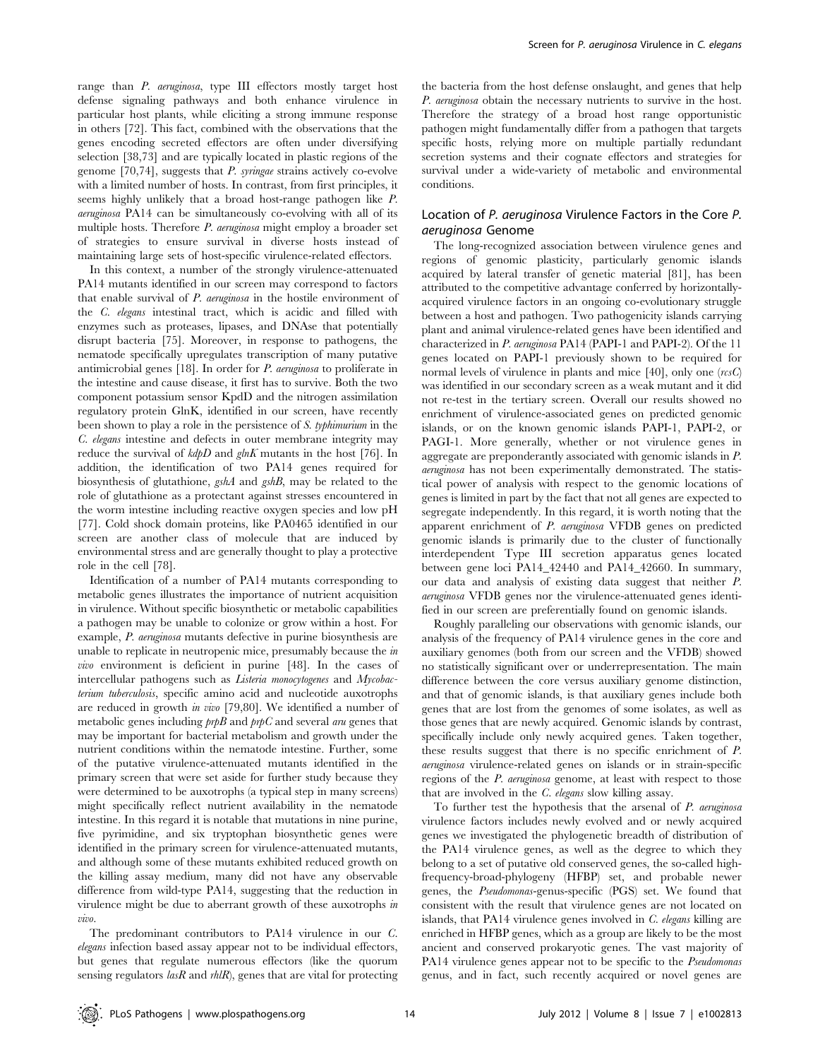range than *P. aeruginosa*, type III effectors mostly target host defense signaling pathways and both enhance virulence in particular host plants, while eliciting a strong immune response in others [72]. This fact, combined with the observations that the genes encoding secreted effectors are often under diversifying selection [38,73] and are typically located in plastic regions of the genome [70,74], suggests that *P. syringae* strains actively co-evolve with a limited number of hosts. In contrast, from first principles, it seems highly unlikely that a broad host-range pathogen like *P. aeruginosa* PA14 can be simultaneously co-evolving with all of its multiple hosts. Therefore *P. aeruginosa* might employ a broader set of strategies to ensure survival in diverse hosts instead of maintaining large sets of host-specific virulence-related effectors.

In this context, a number of the strongly virulence-attenuated PA14 mutants identified in our screen may correspond to factors that enable survival of *P. aeruginosa* in the hostile environment of the *C. elegans* intestinal tract, which is acidic and filled with enzymes such as proteases, lipases, and DNAse that potentially disrupt bacteria [75]. Moreover, in response to pathogens, the nematode specifically upregulates transcription of many putative antimicrobial genes [18]. In order for *P. aeruginosa* to proliferate in the intestine and cause disease, it first has to survive. Both the two component potassium sensor KpdD and the nitrogen assimilation regulatory protein GlnK, identified in our screen, have recently been shown to play a role in the persistence of *S. typhimurium* in the *C. elegans* intestine and defects in outer membrane integrity may reduce the survival of *kdpD* and *glnK* mutants in the host [76]. In addition, the identification of two PA14 genes required for biosynthesis of glutathione, *gshA* and *gshB*, may be related to the role of glutathione as a protectant against stresses encountered in the worm intestine including reactive oxygen species and low pH [77]. Cold shock domain proteins, like PA0465 identified in our screen are another class of molecule that are induced by environmental stress and are generally thought to play a protective role in the cell [78].

Identification of a number of PA14 mutants corresponding to metabolic genes illustrates the importance of nutrient acquisition in virulence. Without specific biosynthetic or metabolic capabilities a pathogen may be unable to colonize or grow within a host. For example, *P. aeruginosa* mutants defective in purine biosynthesis are unable to replicate in neutropenic mice, presumably because the *in vivo* environment is deficient in purine [48]. In the cases of intercellular pathogens such as *Listeria monocytogenes* and *Mycobacterium tuberculosis*, specific amino acid and nucleotide auxotrophs are reduced in growth *in vivo* [79,80]. We identified a number of metabolic genes including *prpB* and *prpC* and several *aru* genes that may be important for bacterial metabolism and growth under the nutrient conditions within the nematode intestine. Further, some of the putative virulence-attenuated mutants identified in the primary screen that were set aside for further study because they were determined to be auxotrophs (a typical step in many screens) might specifically reflect nutrient availability in the nematode intestine. In this regard it is notable that mutations in nine purine, five pyrimidine, and six tryptophan biosynthetic genes were identified in the primary screen for virulence-attenuated mutants, and although some of these mutants exhibited reduced growth on the killing assay medium, many did not have any observable difference from wild-type PA14, suggesting that the reduction in virulence might be due to aberrant growth of these auxotrophs *in vivo*.

The predominant contributors to PA14 virulence in our *C. elegans* infection based assay appear not to be individual effectors, but genes that regulate numerous effectors (like the quorum sensing regulators *lasR* and *rhlR*), genes that are vital for protecting the bacteria from the host defense onslaught, and genes that help *P. aeruginosa* obtain the necessary nutrients to survive in the host. Therefore the strategy of a broad host range opportunistic pathogen might fundamentally differ from a pathogen that targets specific hosts, relying more on multiple partially redundant secretion systems and their cognate effectors and strategies for survival under a wide-variety of metabolic and environmental conditions.

### Location of *P. aeruginosa* Virulence Factors in the Core *P. aeruginosa* Genome

The long-recognized association between virulence genes and regions of genomic plasticity, particularly genomic islands acquired by lateral transfer of genetic material [81], has been attributed to the competitive advantage conferred by horizontally-acquired virulence factors in an ongoing co-evolutionary struggle between a host and pathogen. Two pathogenicity islands carrying plant and animal virulence-related genes have been identified and characterized in *P. aeruginosa* PA14 (PAPI-1 and PAPI-2). Of the 11 genes located on PAPI-1 previously shown to be required for normal levels of virulence in plants and mice [40], only one (*rcsC*) was identified in our secondary screen as a weak mutant and it did not re-test in the tertiary screen. Overall our results showed no enrichment of virulence-associated genes on predicted genomic islands, or on the known genomic islands PAPI-1, PAPI-2, or PAGI-1. More generally, whether or not virulence genes in aggregate are preponderantly associated with genomic islands in *P. aeruginosa* has not been experimentally demonstrated. The statistical power of analysis with respect to the genomic locations of genes is limited in part by the fact that not all genes are expected to segregate independently. In this regard, it is worth noting that the apparent enrichment of *P. aeruginosa* VFDB genes on predicted genomic islands is primarily due to the cluster of functionally interdependent Type III secretion apparatus genes located between gene loci PA14_42440 and PA14_42660. In summary, our data and analysis of existing data suggest that neither *P. aeruginosa* VFDB genes nor the virulence-attenuated genes identified in our screen are preferentially found on genomic islands.

Roughly paralleling our observations with genomic islands, our analysis of the frequency of PA14 virulence genes in the core and auxiliary genomes (both from our screen and the VFDB) showed no statistically significant over or underrepresentation. The main difference between the core versus auxiliary genome distinction, and that of genomic islands, is that auxiliary genes include both genes that are lost from the genomes of some isolates, as well as those genes that are newly acquired. Genomic islands by contrast, specifically include only newly acquired genes. Taken together, these results suggest that there is no specific enrichment of *P. aeruginosa* virulence-related genes on islands or in strain-specific regions of the *P. aeruginosa* genome, at least with respect to those that are involved in the *C. elegans* slow killing assay.

To further test the hypothesis that the arsenal of *P. aeruginosa* virulence factors includes newly evolved and or newly acquired genes we investigated the phylogenetic breadth of distribution of the PA14 virulence genes, as well as the degree to which they belong to a set of putative old conserved genes, the so-called high-frequency-broad-phylogeny (HFBP) set, and probable newer genes, the *Pseudomonas*-genus-specific (PGS) set. We found that consistent with the result that virulence genes are not located on islands, that PA14 virulence genes involved in *C. elegans* killing are enriched in HFBP genes, which as a group are likely to be the most ancient and conserved prokaryotic genes. The vast majority of PA14 virulence genes appear not to be specific to the *Pseudomonas* genus, and in fact, such recently acquired or novel genes are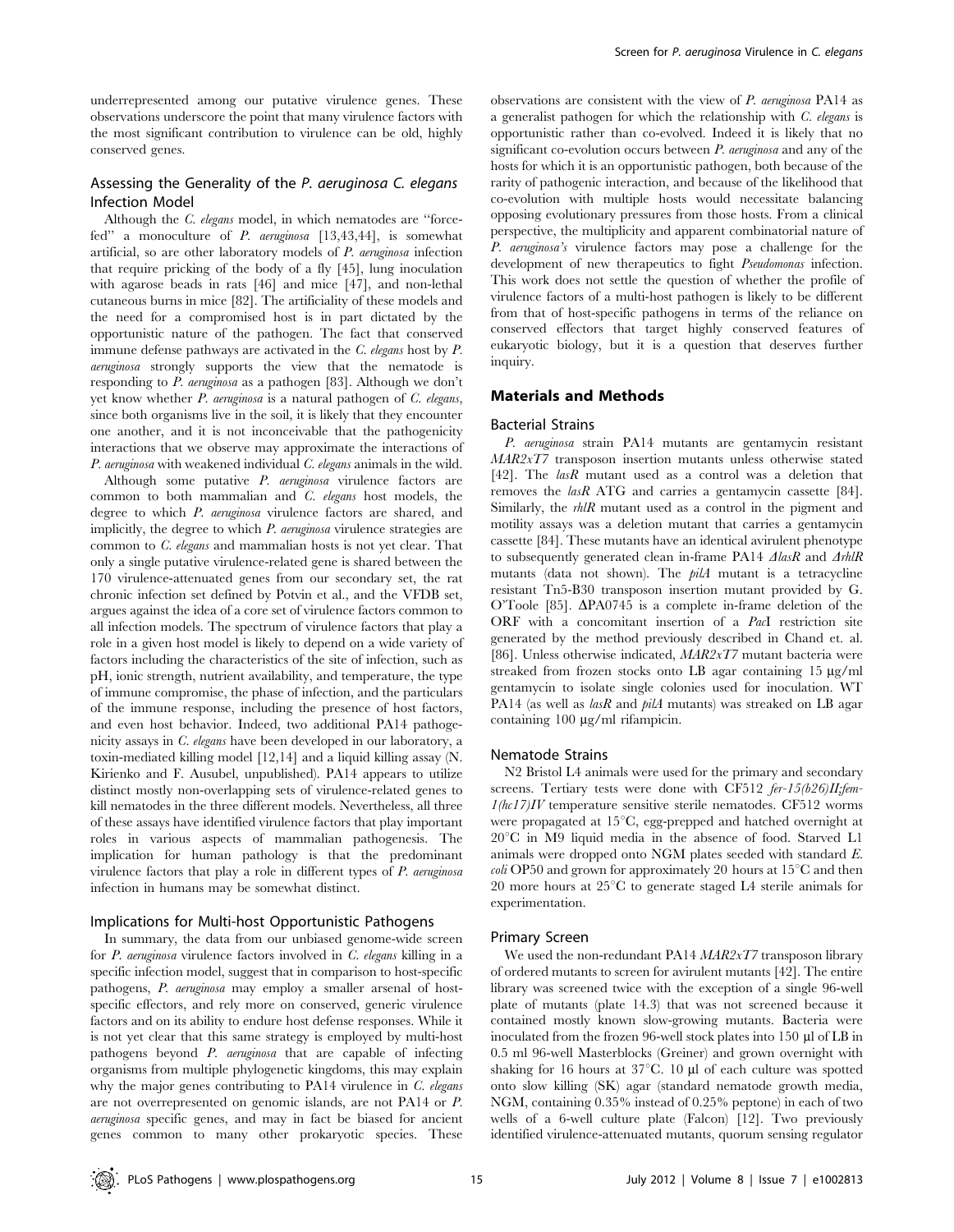underrepresented among our putative virulence genes. These observations underscore the point that many virulence factors with the most significant contribution to virulence can be old, highly conserved genes.

### Assessing the Generality of the *P. aeruginosa C. elegans* Infection Model

Although the *C. elegans* model, in which nematodes are "force-fed" a monoculture of *P. aeruginosa* [13,43,44], is somewhat artificial, so are other laboratory models of *P. aeruginosa* infection that require pricking of the body of a fly [45], lung inoculation with agarose beads in rats [46] and mice [47], and non-lethal cutaneous burns in mice [82]. The artificiality of these models and the need for a compromised host is in part dictated by the opportunistic nature of the pathogen. The fact that conserved immune defense pathways are activated in the *C. elegans* host by *P. aeruginosa* strongly supports the view that the nematode is responding to *P. aeruginosa* as a pathogen [83]. Although we don't yet know whether *P. aeruginosa* is a natural pathogen of *C. elegans*, since both organisms live in the soil, it is likely that they encounter one another, and it is not inconceivable that the pathogenicity interactions that we observe may approximate the interactions of *P. aeruginosa* with weakened individual *C. elegans* animals in the wild.

Although some putative *P. aeruginosa* virulence factors are common to both mammalian and *C. elegans* host models, the degree to which *P. aeruginosa* virulence factors are shared, and implicitly, the degree to which *P. aeruginosa* virulence strategies are common to *C. elegans* and mammalian hosts is not yet clear. That only a single putative virulence-related gene is shared between the 170 virulence-attenuated genes from our secondary set, the rat chronic infection set defined by Potvin et al., and the VFDB set, argues against the idea of a core set of virulence factors common to all infection models. The spectrum of virulence factors that play a role in a given host model is likely to depend on a wide variety of factors including the characteristics of the site of infection, such as pH, ionic strength, nutrient availability, and temperature, the type of immune compromise, the phase of infection, and the particulars of the immune response, including the presence of host factors, and even host behavior. Indeed, two additional PA14 pathogenicity assays in *C. elegans* have been developed in our laboratory, a toxin-mediated killing model [12,14] and a liquid killing assay (N. Kirienko and F. Ausubel, unpublished). PA14 appears to utilize distinct mostly non-overlapping sets of virulence-related genes to kill nematodes in the three different models. Nevertheless, all three of these assays have identified virulence factors that play important roles in various aspects of mammalian pathogenesis. The implication for human pathology is that the predominant virulence factors that play a role in different types of *P. aeruginosa* infection in humans may be somewhat distinct.

### Implications for Multi-host Opportunistic Pathogens

In summary, the data from our unbiased genome-wide screen for *P. aeruginosa* virulence factors involved in *C. elegans* killing in a specific infection model, suggest that in comparison to host-specific pathogens, *P. aeruginosa* may employ a smaller arsenal of host-specific effectors, and rely more on conserved, generic virulence factors and on its ability to endure host defense responses. While it is not yet clear that this same strategy is employed by multi-host pathogens beyond *P. aeruginosa* that are capable of infecting organisms from multiple phylogenetic kingdoms, this may explain why the major genes contributing to PA14 virulence in *C. elegans* are not overrepresented on genomic islands, are not PA14 or *P. aeruginosa* specific genes, and may in fact be biased for ancient genes common to many other prokaryotic species. These observations are consistent with the view of *P. aeruginosa* PA14 as a generalist pathogen for which the relationship with *C. elegans* is opportunistic rather than co-evolved. Indeed it is likely that no significant co-evolution occurs between *P. aeruginosa* and any of the hosts for which it is an opportunistic pathogen, both because of the rarity of pathogenic interaction, and because of the likelihood that co-evolution with multiple hosts would necessitate balancing opposing evolutionary pressures from those hosts. From a clinical perspective, the multiplicity and apparent combinatorial nature of *P. aeruginosa's* virulence factors may pose a challenge for the development of new therapeutics to fight *Pseudomonas* infection. This work does not settle the question of whether the profile of virulence factors of a multi-host pathogen is likely to be different from that of host-specific pathogens in terms of the reliance on conserved effectors that target highly conserved features of eukaryotic biology, but it is a question that deserves further inquiry.

## Materials and Methods

### Bacterial Strains

*P. aeruginosa* strain PA14 mutants are gentamycin resistant *MAR2xT7* transposon insertion mutants unless otherwise stated [42]. The *lasR* mutant used as a control was a deletion that removes the *lasR* ATG and carries a gentamycin cassette [84]. Similarly, the *rhlR* mutant used as a control in the pigment and motility assays was a deletion mutant that carries a gentamycin cassette [84]. These mutants have an identical avirulent phenotype to subsequently generated clean in-frame PA14 *ΔlasR* and *ΔrhlR* mutants (data not shown). The *pilA* mutant is a tetracycline resistant Tn5-B30 transposon insertion mutant provided by G. O'Toole [85]. ΔPA0745 is a complete in-frame deletion of the ORF with a concomitant insertion of a *Pac*I restriction site generated by the method previously described in Chand et. al. [86]. Unless otherwise indicated, *MAR2xT7* mutant bacteria were streaked from frozen stocks onto LB agar containing 15 µg/ml gentamycin to isolate single colonies used for inoculation. WT PA14 (as well as *lasR* and *pilA* mutants) was streaked on LB agar containing 100 µg/ml rifampicin.

### Nematode Strains

N2 Bristol L4 animals were used for the primary and secondary screens. Tertiary tests were done with CF512 *fer-15(b26)II;fem-1(hc17)IV* temperature sensitive sterile nematodes. CF512 worms were propagated at 15°C, egg-prepped and hatched overnight at 20°C in M9 liquid media in the absence of food. Starved L1 animals were dropped onto NGM plates seeded with standard *E. coli* OP50 and grown for approximately 20 hours at 15°C and then 20 more hours at 25°C to generate staged L4 sterile animals for experimentation.

### Primary Screen

We used the non-redundant PA14 *MAR2xT7* transposon library of ordered mutants to screen for avirulent mutants [42]. The entire library was screened twice with the exception of a single 96-well plate of mutants (plate 14.3) that was not screened because it contained mostly known slow-growing mutants. Bacteria were inoculated from the frozen 96-well stock plates into 150 µl of LB in 0.5 ml 96-well Masterblocks (Greiner) and grown overnight with shaking for 16 hours at 37°C. 10 µl of each culture was spotted onto slow killing (SK) agar (standard nematode growth media, NGM, containing 0.35% instead of 0.25% peptone) in each of two wells of a 6-well culture plate (Falcon) [12]. Two previously identified virulence-attenuated mutants, quorum sensing regulator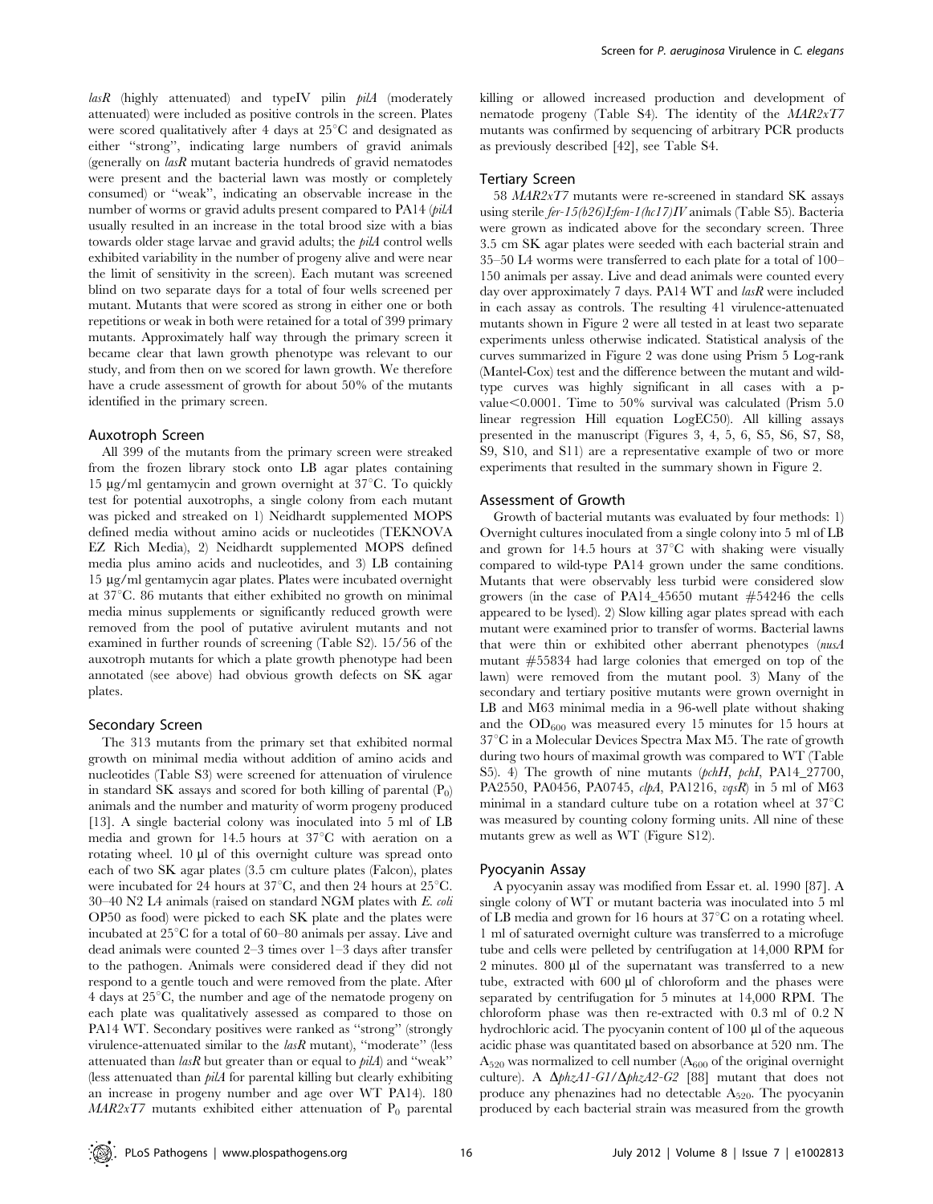*lasR* (highly attenuated) and typeIV pilin *pilA* (moderately attenuated) were included as positive controls in the screen. Plates were scored qualitatively after 4 days at 25°C and designated as either "strong", indicating large numbers of gravid animals (generally on *lasR* mutant bacteria hundreds of gravid nematodes were present and the bacterial lawn was mostly or completely consumed) or "weak", indicating an observable increase in the number of worms or gravid adults present compared to PA14 (*pilA* usually resulted in an increase in the total brood size with a bias towards older stage larvae and gravid adults; the *pilA* control wells exhibited variability in the number of progeny alive and were near the limit of sensitivity in the screen). Each mutant was screened blind on two separate days for a total of four wells screened per mutant. Mutants that were scored as strong in either one or both repetitions or weak in both were retained for a total of 399 primary mutants. Approximately half way through the primary screen it became clear that lawn growth phenotype was relevant to our study, and from then on we scored for lawn growth. We therefore have a crude assessment of growth for about 50% of the mutants identified in the primary screen.

### Auxotroph Screen

All 399 of the mutants from the primary screen were streaked from the frozen library stock onto LB agar plates containing 15 µg/ml gentamycin and grown overnight at 37°C. To quickly test for potential auxotrophs, a single colony from each mutant was picked and streaked on 1) Neidhardt supplemented MOPS defined media without amino acids or nucleotides (TEKNOVA EZ Rich Media), 2) Neidhardt supplemented MOPS defined media plus amino acids and nucleotides, and 3) LB containing 15 µg/ml gentamycin agar plates. Plates were incubated overnight at 37°C. 86 mutants that either exhibited no growth on minimal media minus supplements or significantly reduced growth were removed from the pool of putative avirulent mutants and not examined in further rounds of screening (Table S2). 15/56 of the auxotroph mutants for which a plate growth phenotype had been annotated (see above) had obvious growth defects on SK agar plates.

### Secondary Screen

The 313 mutants from the primary set that exhibited normal growth on minimal media without addition of amino acids and nucleotides (Table S3) were screened for attenuation of virulence in standard SK assays and scored for both killing of parental ($P_0$) animals and the number and maturity of worm progeny produced [13]. A single bacterial colony was inoculated into 5 ml of LB media and grown for 14.5 hours at 37°C with aeration on a rotating wheel. 10 µl of this overnight culture was spread onto each of two SK agar plates (3.5 cm culture plates (Falcon), plates were incubated for 24 hours at 37°C, and then 24 hours at 25°C. 30–40 N2 L4 animals (raised on standard NGM plates with *E. coli* OP50 as food) were picked to each SK plate and the plates were incubated at 25°C for a total of 60–80 animals per assay. Live and dead animals were counted 2–3 times over 1–3 days after transfer to the pathogen. Animals were considered dead if they did not respond to a gentle touch and were removed from the plate. After 4 days at 25°C, the number and age of the nematode progeny on each plate was qualitatively assessed as compared to those on PA14 WT. Secondary positives were ranked as "strong" (strongly virulence-attenuated similar to the *lasR* mutant), "moderate" (less attenuated than *lasR* but greater than or equal to *pilA*) and "weak" (less attenuated than *pilA* for parental killing but clearly exhibiting an increase in progeny number and age over WT PA14). 180 *MAR2xT7* mutants exhibited either attenuation of $P_0$ parental killing or allowed increased production and development of nematode progeny (Table S4). The identity of the *MAR2xT7* mutants was confirmed by sequencing of arbitrary PCR products as previously described [42], see Table S4.

### Tertiary Screen

58 *MAR2xT7* mutants were re-screened in standard SK assays using sterile *fer-15(b26)I;fem-1(hc17)IV* animals (Table S5). Bacteria were grown as indicated above for the secondary screen. Three 3.5 cm SK agar plates were seeded with each bacterial strain and 35–50 L4 worms were transferred to each plate for a total of 100–150 animals per assay. Live and dead animals were counted every day over approximately 7 days. PA14 WT and *lasR* were included in each assay as controls. The resulting 41 virulence-attenuated mutants shown in Figure 2 were all tested in at least two separate experiments unless otherwise indicated. Statistical analysis of the curves summarized in Figure 2 was done using Prism 5 Log-rank (Mantel-Cox) test and the difference between the mutant and wild-type curves was highly significant in all cases with a p-value$<0.0001$. Time to 50% survival was calculated (Prism 5.0 linear regression Hill equation LogEC50). All killing assays presented in the manuscript (Figures 3, 4, 5, 6, S5, S6, S7, S8, S9, S10, and S11) are a representative example of two or more experiments that resulted in the summary shown in Figure 2.

### Assessment of Growth

Growth of bacterial mutants was evaluated by four methods: 1) Overnight cultures inoculated from a single colony into 5 ml of LB and grown for 14.5 hours at 37°C with shaking were visually compared to wild-type PA14 grown under the same conditions. Mutants that were observably less turbid were considered slow growers (in the case of PA14_45650 mutant #54246 the cells appeared to be lysed). 2) Slow killing agar plates spread with each mutant were examined prior to transfer of worms. Bacterial lawns that were thin or exhibited other aberrant phenotypes (*nusA* mutant #55834 had large colonies that emerged on top of the lawn) were removed from the mutant pool. 3) Many of the secondary and tertiary positive mutants were grown overnight in LB and M63 minimal media in a 96-well plate without shaking and the $OD_{600}$ was measured every 15 minutes for 15 hours at 37°C in a Molecular Devices Spectra Max M5. The rate of growth during two hours of maximal growth was compared to WT (Table S5). 4) The growth of nine mutants (*pchH*, *pchI*, PA14_27700, PA2550, PA0456, PA0745, *clpA*, PA1216, *vqsR*) in 5 ml of M63 minimal in a standard culture tube on a rotation wheel at 37°C was measured by counting colony forming units. All nine of these mutants grew as well as WT (Figure S12).

### Pyocyanin Assay

A pyocyanin assay was modified from Essar et. al. 1990 [87]. A single colony of WT or mutant bacteria was inoculated into 5 ml of LB media and grown for 16 hours at 37°C on a rotating wheel. 1 ml of saturated overnight culture was transferred to a microfuge tube and cells were pelleted by centrifugation at 14,000 RPM for 2 minutes. 800 µl of the supernatant was transferred to a new tube, extracted with 600 µl of chloroform and the phases were separated by centrifugation for 5 minutes at 14,000 RPM. The chloroform phase was then re-extracted with 0.3 ml of 0.2 N hydrochloric acid. The pyocyanin content of 100 µl of the aqueous acidic phase was quantitated based on absorbance at 520 nm. The $A_{520}$ was normalized to cell number ($A_{600}$ of the original overnight culture). A Δ*phzA1-G1*/Δ*phzA2-G2* [88] mutant that does not produce any phenazines had no detectable $A_{520}$. The pyocyanin produced by each bacterial strain was measured from the growth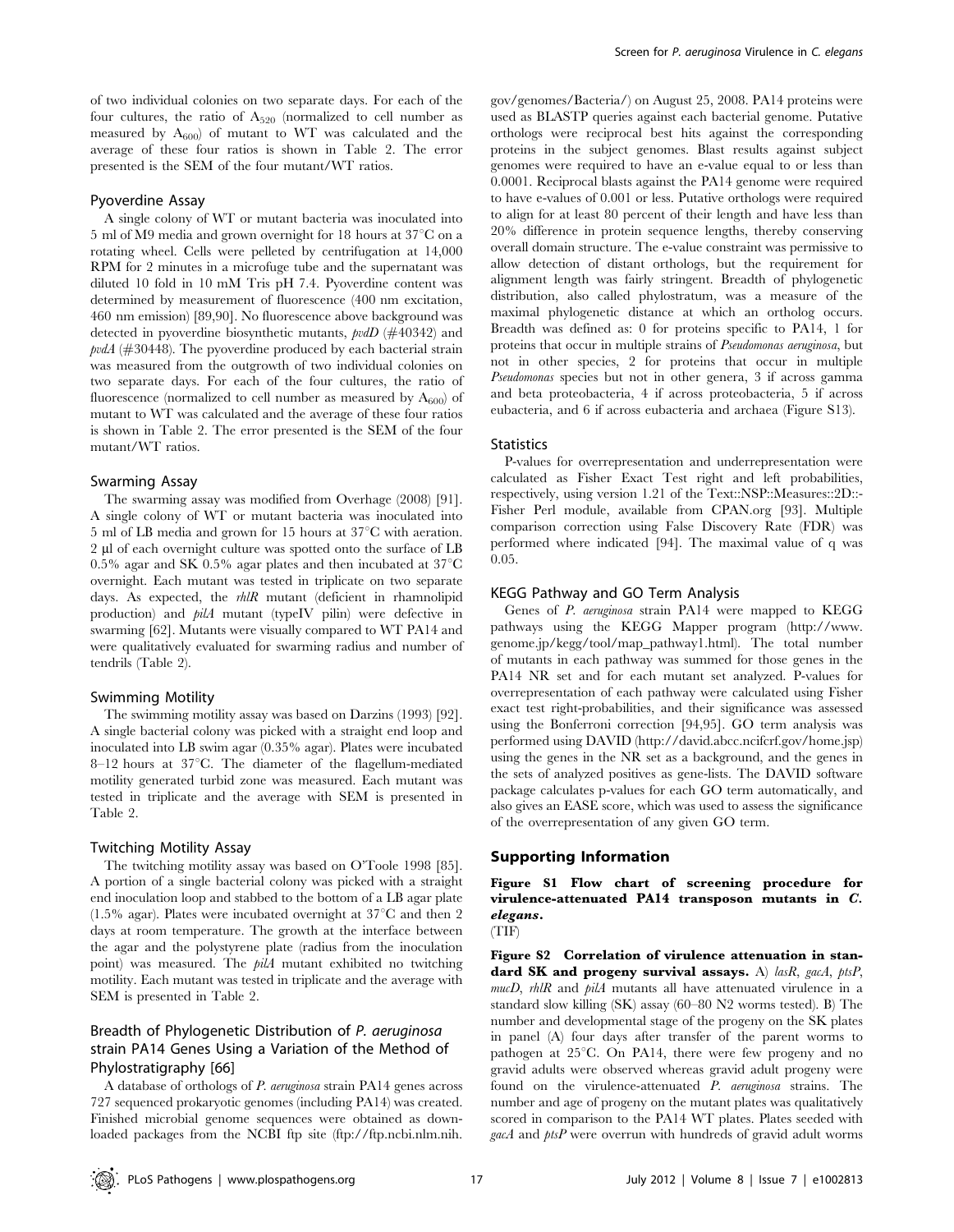of two individual colonies on two separate days. For each of the four cultures, the ratio of $A_{520}$ (normalized to cell number as measured by $A_{600}$) of mutant to WT was calculated and the average of these four ratios is shown in Table 2. The error presented is the SEM of the four mutant/WT ratios.

### Pyoverdine Assay

A single colony of WT or mutant bacteria was inoculated into 5 ml of M9 media and grown overnight for 18 hours at 37°C on a rotating wheel. Cells were pelleted by centrifugation at 14,000 RPM for 2 minutes in a microfuge tube and the supernatant was diluted 10 fold in 10 mM Tris pH 7.4. Pyoverdine content was determined by measurement of fluorescence (400 nm excitation, 460 nm emission) [89,90]. No fluorescence above background was detected in pyoverdine biosynthetic mutants, *pvdD* (#40342) and *pvdA* (#30448). The pyoverdine produced by each bacterial strain was measured from the outgrowth of two individual colonies on two separate days. For each of the four cultures, the ratio of fluorescence (normalized to cell number as measured by $A_{600}$) of mutant to WT was calculated and the average of these four ratios is shown in Table 2. The error presented is the SEM of the four mutant/WT ratios.

### Swarming Assay

The swarming assay was modified from Overhage (2008) [91]. A single colony of WT or mutant bacteria was inoculated into 5 ml of LB media and grown for 15 hours at 37°C with aeration. 2 µl of each overnight culture was spotted onto the surface of LB 0.5% agar and SK 0.5% agar plates and then incubated at 37°C overnight. Each mutant was tested in triplicate on two separate days. As expected, the *rhlR* mutant (deficient in rhamnolipid production) and *pilA* mutant (typeIV pilin) were defective in swarming [62]. Mutants were visually compared to WT PA14 and were qualitatively evaluated for swarming radius and number of tendrils (Table 2).

### Swimming Motility

The swimming motility assay was based on Darzins (1993) [92]. A single bacterial colony was picked with a straight end loop and inoculated into LB swim agar (0.35% agar). Plates were incubated 8–12 hours at 37°C. The diameter of the flagellum-mediated motility generated turbid zone was measured. Each mutant was tested in triplicate and the average with SEM is presented in Table 2.

### Twitching Motility Assay

The twitching motility assay was based on O'Toole 1998 [85]. A portion of a single bacterial colony was picked with a straight end inoculation loop and stabbed to the bottom of a LB agar plate (1.5% agar). Plates were incubated overnight at 37°C and then 2 days at room temperature. The growth at the interface between the agar and the polystyrene plate (radius from the inoculation point) was measured. The *pilA* mutant exhibited no twitching motility. Each mutant was tested in triplicate and the average with SEM is presented in Table 2.

### Breadth of Phylogenetic Distribution of *P. aeruginosa* strain PA14 Genes Using a Variation of the Method of Phylostratigraphy [66]

A database of orthologs of *P. aeruginosa* strain PA14 genes across 727 sequenced prokaryotic genomes (including PA14) was created. Finished microbial genome sequences were obtained as downloaded packages from the NCBI ftp site (ftp://ftp.ncbi.nlm.nih.gov/genomes/Bacteria/) on August 25, 2008. PA14 proteins were used as BLASTP queries against each bacterial genome. Putative orthologs were reciprocal best hits against the corresponding proteins in the subject genomes. Blast results against subject genomes were required to have an e-value equal to or less than 0.0001. Reciprocal blasts against the PA14 genome were required to have e-values of 0.001 or less. Putative orthologs were required to align for at least 80 percent of their length and have less than 20% difference in protein sequence lengths, thereby conserving overall domain structure. The e-value constraint was permissive to allow detection of distant orthologs, but the requirement for alignment length was fairly stringent. Breadth of phylogenetic distribution, also called phylostratum, was a measure of the maximal phylogenetic distance at which an ortholog occurs. Breadth was defined as: 0 for proteins specific to PA14, 1 for proteins that occur in multiple strains of *Pseudomonas aeruginosa*, but not in other species, 2 for proteins that occur in multiple *Pseudomonas* species but not in other genera, 3 if across gamma and beta proteobacteria, 4 if across proteobacteria, 5 if across eubacteria, and 6 if across eubacteria and archaea (Figure S13).

### Statistics

P-values for overrepresentation and underrepresentation were calculated as Fisher Exact Test right and left probabilities, respectively, using version 1.21 of the Text::NSP::Measures::2D::Fisher Perl module, available from CPAN.org [93]. Multiple comparison correction using False Discovery Rate (FDR) was performed where indicated [94]. The maximal value of q was 0.05.

### KEGG Pathway and GO Term Analysis

Genes of *P. aeruginosa* strain PA14 were mapped to KEGG pathways using the KEGG Mapper program (http://www.genome.jp/kegg/tool/map_pathway1.html). The total number of mutants in each pathway was summed for those genes in the PA14 NR set and for each mutant set analyzed. P-values for overrepresentation of each pathway were calculated using Fisher exact test right-probabilities, and their significance was assessed using the Bonferroni correction [94,95]. GO term analysis was performed using DAVID (http://david.abcc.ncifcrf.gov/home.jsp) using the genes in the NR set as a background, and the genes in the sets of analyzed positives as gene-lists. The DAVID software package calculates p-values for each GO term automatically, and also gives an EASE score, which was used to assess the significance of the overrepresentation of any given GO term.

## Supporting Information

**Figure S1 Flow chart of screening procedure for virulence-attenuated PA14 transposon mutants in *C. elegans*.**
(TIF)

**Figure S2 Correlation of virulence attenuation in standard SK and progeny survival assays.** A) *lasR*, *gacA*, *ptsP*, *mucD*, *rhlR* and *pilA* mutants all have attenuated virulence in a standard slow killing (SK) assay (60–80 N2 worms tested). B) The number and developmental stage of the progeny on the SK plates in panel (A) four days after transfer of the parent worms to pathogen at 25°C. On PA14, there were few progeny and no gravid adults were observed whereas gravid adult progeny were found on the virulence-attenuated *P. aeruginosa* strains. The number and age of progeny on the mutant plates was qualitatively scored in comparison to the PA14 WT plates. Plates seeded with *gacA* and *ptsP* were overrun with hundreds of gravid adult worms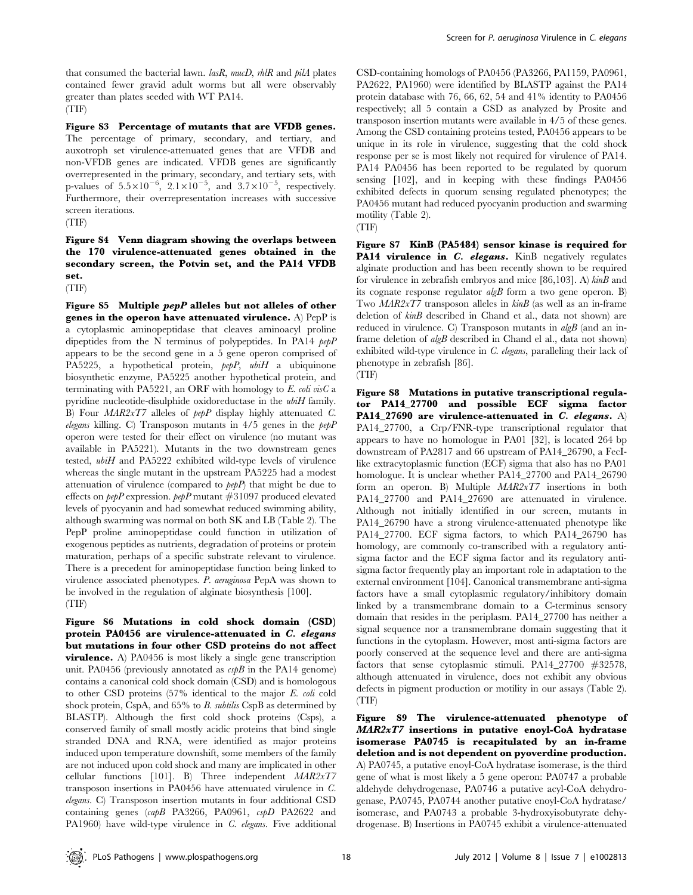that consumed the bacterial lawn. *lasR*, *mucD*, *rhlR* and *pilA* plates contained fewer gravid adult worms but all were observably greater than plates seeded with WT PA14.
(TIF)

**Figure S3 Percentage of mutants that are VFDB genes.** The percentage of primary, secondary, and tertiary, and auxotroph set virulence-attenuated genes that are VFDB and non-VFDB genes are indicated. VFDB genes are significantly overrepresented in the primary, secondary, and tertiary sets, with p-values of $5.5\times10^{-6}$, $2.1\times10^{-5}$, and $3.7\times10^{-5}$, respectively. Furthermore, their overrepresentation increases with successive screen iterations.
(TIF)

**Figure S4 Venn diagram showing the overlaps between the 170 virulence-attenuated genes obtained in the secondary screen, the Potvin set, and the PA14 VFDB set.**
(TIF)

**Figure S5 Multiple *pepP* alleles but not alleles of other genes in the operon have attenuated virulence.** A) PepP is a cytoplasmic aminopeptidase that cleaves aminoacyl proline dipeptides from the N terminus of polypeptides. In PA14 *pepP* appears to be the second gene in a 5 gene operon comprised of PA5225, a hypothetical protein, *pepP*, *ubiH* a ubiquinone biosynthetic enzyme, PA5225 another hypothetical protein, and terminating with PA5221, an ORF with homology to *E. coli visC* a pyridine nucleotide-disulphide oxidoreductase in the *ubiH* family. B) Four *MAR2xT7* alleles of *pepP* display highly attenuated *C. elegans* killing. C) Transposon mutants in 4/5 genes in the *pepP* operon were tested for their effect on virulence (no mutant was available in PA5221). Mutants in the two downstream genes tested, *ubiH* and PA5222 exhibited wild-type levels of virulence whereas the single mutant in the upstream PA5225 had a modest attenuation of virulence (compared to *pepP*) that might be due to effects on *pepP* expression. *pepP* mutant #31097 produced elevated levels of pyocyanin and had somewhat reduced swimming ability, although swarming was normal on both SK and LB (Table 2). The PepP proline aminopeptidase could function in utilization of exogenous peptides as nutrients, degradation of proteins or protein maturation, perhaps of a specific substrate relevant to virulence. There is a precedent for aminopeptidase function being linked to virulence associated phenotypes. *P. aeruginosa* PepA was shown to be involved in the regulation of alginate biosynthesis [100].
(TIF)

**Figure S6 Mutations in cold shock domain (CSD) protein PA0456 are virulence-attenuated in *C. elegans* but mutations in four other CSD proteins do not affect virulence.** A) PA0456 is most likely a single gene transcription unit. PA0456 (previously annotated as *cspB* in the PA14 genome) contains a canonical cold shock domain (CSD) and is homologous to other CSD proteins (57% identical to the major *E. coli* cold shock protein, CspA, and 65% to *B. subtilis* CspB as determined by BLASTP). Although the first cold shock proteins (Csps), a conserved family of small mostly acidic proteins that bind single stranded DNA and RNA, were identified as major proteins induced upon temperature downshift, some members of the family are not induced upon cold shock and many are implicated in other cellular functions [101]. B) Three independent *MAR2xT7* transposon insertions in PA0456 have attenuated virulence in *C. elegans*. C) Transposon insertion mutants in four additional CSD containing genes (*capB* PA3266, PA0961, *cspD* PA2622 and PA1960) have wild-type virulence in *C. elegans*. Five additional CSD-containing homologs of PA0456 (PA3266, PA1159, PA0961, PA2622, PA1960) were identified by BLASTP against the PA14 protein database with 76, 66, 62, 54 and 41% identity to PA0456 respectively; all 5 contain a CSD as analyzed by Prosite and transposon insertion mutants were available in 4/5 of these genes. Among the CSD containing proteins tested, PA0456 appears to be unique in its role in virulence, suggesting that the cold shock response per se is most likely not required for virulence of PA14. PA14 PA0456 has been reported to be regulated by quorum sensing [102], and in keeping with these findings PA0456 exhibited defects in quorum sensing regulated phenotypes; the PA0456 mutant had reduced pyocyanin production and swarming motility (Table 2).
(TIF)

**Figure S7 KinB (PA5484) sensor kinase is required for PA14 virulence in *C. elegans*.** KinB negatively regulates alginate production and has been recently shown to be required for virulence in zebrafish embryos and mice [86,103]. A) *kinB* and its cognate response regulator *algB* form a two gene operon. B) Two *MAR2xT7* transposon alleles in *kinB* (as well as an in-frame deletion of *kinB* described in Chand et al., data not shown) are reduced in virulence. C) Transposon mutants in *algB* (and an in-frame deletion of *algB* described in Chand el al., data not shown) exhibited wild-type virulence in *C. elegans*, paralleling their lack of phenotype in zebrafish [86].
(TIF)

**Figure S8 Mutations in putative transcriptional regulator PA14_27700 and possible ECF sigma factor PA14_27690 are virulence-attenuated in *C. elegans*.** A) PA14_27700, a Crp/FNR-type transcriptional regulator that appears to have no homologue in PA01 [32], is located 264 bp downstream of PA2817 and 66 upstream of PA14_26790, a FecI-like extracytoplasmic function (ECF) sigma that also has no PA01 homologue. It is unclear whether PA14_27700 and PA14_26790 form an operon. B) Multiple *MAR2xT7* insertions in both PA14_27700 and PA14_27690 are attenuated in virulence. Although not initially identified in our screen, mutants in PA14_26790 have a strong virulence-attenuated phenotype like PA14_27700. ECF sigma factors, to which PA14_26790 has homology, are commonly co-transcribed with a regulatory anti-sigma factor and the ECF sigma factor and its regulatory anti-sigma factor frequently play an important role in adaptation to the external environment [104]. Canonical transmembrane anti-sigma factors have a small cytoplasmic regulatory/inhibitory domain linked by a transmembrane domain to a C-terminus sensory domain that resides in the periplasm. PA14_27700 has neither a signal sequence nor a transmembrane domain suggesting that it functions in the cytoplasm. However, most anti-sigma factors are poorly conserved at the sequence level and there are anti-sigma factors that sense cytoplasmic stimuli. PA14_27700 #32578, although attenuated in virulence, does not exhibit any obvious defects in pigment production or motility in our assays (Table 2).
(TIF)

**Figure S9 The virulence-attenuated phenotype of *MAR2xT7* insertions in putative enoyl-CoA hydratase isomerase PA0745 is recapitulated by an in-frame deletion and is not dependent on pyoverdine production.** A) PA0745, a putative enoyl-CoA hydratase isomerase, is the third gene of what is most likely a 5 gene operon: PA0747 a probable aldehyde dehydrogenase, PA0746 a putative acyl-CoA dehydrogenase, PA0745, PA0744 another putative enoyl-CoA hydratase/isomerase, and PA0743 a probable 3-hydroxyisobutyrate dehydrogenase. B) Insertions in PA0745 exhibit a virulence-attenuated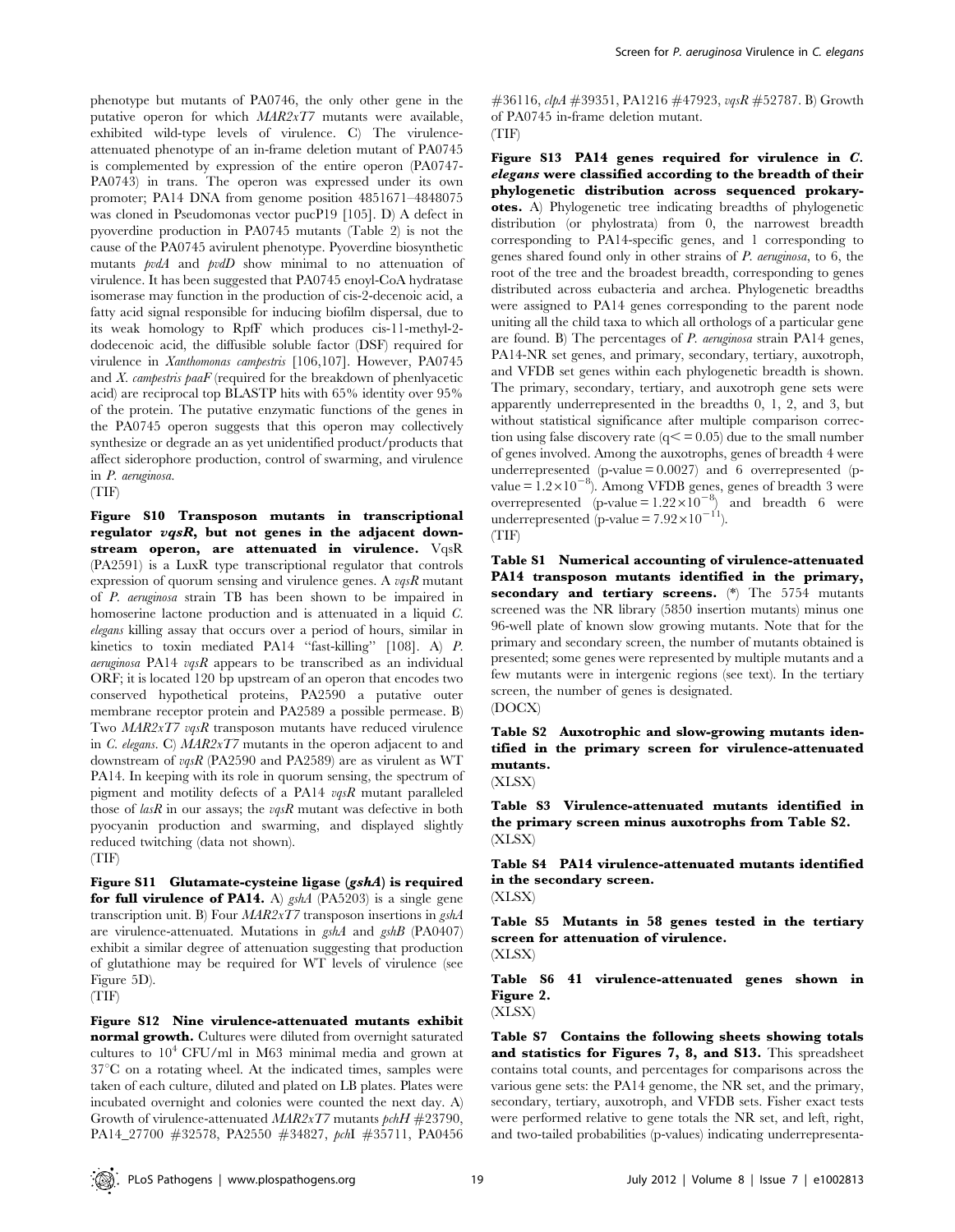phenotype but mutants of PA0746, the only other gene in the putative operon for which *MAR2xT7* mutants were available, exhibited wild-type levels of virulence. C) The virulence-attenuated phenotype of an in-frame deletion mutant of PA0745 is complemented by expression of the entire operon (PA0747-PA0743) in trans. The operon was expressed under its own promoter; PA14 DNA from genome position 4851671–4848075 was cloned in Pseudomonas vector pucP19 [105]. D) A defect in pyoverdine production in PA0745 mutants (Table 2) is not the cause of the PA0745 avirulent phenotype. Pyoverdine biosynthetic mutants *pvdA* and *pvdD* show minimal to no attenuation of virulence. It has been suggested that PA0745 enoyl-CoA hydratase isomerase may function in the production of cis-2-decenoic acid, a fatty acid signal responsible for inducing biofilm dispersal, due to its weak homology to RpfF which produces cis-11-methyl-2-dodecenoic acid, the diffusible soluble factor (DSF) required for virulence in *Xanthomonas campestris* [106,107]. However, PA0745 and *X. campestris paaF* (required for the breakdown of phenlyacetic acid) are reciprocal top BLASTP hits with 65% identity over 95% of the protein. The putative enzymatic functions of the genes in the PA0745 operon suggests that this operon may collectively synthesize or degrade an as yet unidentified product/products that affect siderophore production, control of swarming, and virulence in *P. aeruginosa*.
(TIF)

**Figure S10 Transposon mutants in transcriptional regulator *vqsR*, but not genes in the adjacent downstream operon, are attenuated in virulence.** VqsR (PA2591) is a LuxR type transcriptional regulator that controls expression of quorum sensing and virulence genes. A *vqsR* mutant of *P. aeruginosa* strain TB has been shown to be impaired in homoserine lactone production and is attenuated in a liquid *C. elegans* killing assay that occurs over a period of hours, similar in kinetics to toxin mediated PA14 "fast-killing" [108]. A) *P. aeruginosa* PA14 *vqsR* appears to be transcribed as an individual ORF; it is located 120 bp upstream of an operon that encodes two conserved hypothetical proteins, PA2590 a putative outer membrane receptor protein and PA2589 a possible permease. B) Two *MAR2xT7 vqsR* transposon mutants have reduced virulence in *C. elegans*. C) *MAR2xT7* mutants in the operon adjacent to and downstream of *vqsR* (PA2590 and PA2589) are as virulent as WT PA14. In keeping with its role in quorum sensing, the spectrum of pigment and motility defects of a PA14 *vqsR* mutant paralleled those of *lasR* in our assays; the *vqsR* mutant was defective in both pyocyanin production and swarming, and displayed slightly reduced twitching (data not shown).
(TIF)

**Figure S11 Glutamate-cysteine ligase (*gshA*) is required for full virulence of PA14.** A) *gshA* (PA5203) is a single gene transcription unit. B) Four *MAR2xT7* transposon insertions in *gshA* are virulence-attenuated. Mutations in *gshA* and *gshB* (PA0407) exhibit a similar degree of attenuation suggesting that production of glutathione may be required for WT levels of virulence (see Figure 5D).
(TIF)

**Figure S12 Nine virulence-attenuated mutants exhibit normal growth.** Cultures were diluted from overnight saturated cultures to $10^4$ CFU/ml in M63 minimal media and grown at 37°C on a rotating wheel. At the indicated times, samples were taken of each culture, diluted and plated on LB plates. Plates were incubated overnight and colonies were counted the next day. A) Growth of virulence-attenuated *MAR2xT7* mutants *pchH* #23790, PA14_27700 #32578, PA2550 #34827, *pchI* #35711, PA0456 #36116, *clpA* #39351, PA1216 #47923, *vqsR* #52787. B) Growth of PA0745 in-frame deletion mutant.
(TIF)

**Figure S13 PA14 genes required for virulence in *C. elegans* were classified according to the breadth of their phylogenetic distribution across sequenced prokaryotes.** A) Phylogenetic tree indicating breadths of phylogenetic distribution (or phylostrata) from 0, the narrowest breadth corresponding to PA14-specific genes, and 1 corresponding to genes shared found only in other strains of *P. aeruginosa*, to 6, the root of the tree and the broadest breadth, corresponding to genes distributed across eubacteria and archea. Phylogenetic breadths were assigned to PA14 genes corresponding to the parent node uniting all the child taxa to which all orthologs of a particular gene are found. B) The percentages of *P. aeruginosa* strain PA14 genes, PA14-NR set genes, and primary, secondary, tertiary, auxotroph, and VFDB set genes within each phylogenetic breadth is shown. The primary, secondary, tertiary, and auxotroph gene sets were apparently underrepresented in the breadths 0, 1, 2, and 3, but without statistical significance after multiple comparison correction using false discovery rate ($q \leq 0.05$) due to the small number of genes involved. Among the auxotrophs, genes of breadth 4 were underrepresented (p-value = 0.0027) and 6 overrepresented (p-value = $1.2\times10^{-8}$). Among VFDB genes, genes of breadth 3 were overrepresented (p-value = $1.22\times10^{-8}$) and breadth 6 were underrepresented (p-value = $7.92\times10^{-11}$).
(TIF)

**Table S1 Numerical accounting of virulence-attenuated PA14 transposon mutants identified in the primary, secondary and tertiary screens.** (*) The 5754 mutants screened was the NR library (5850 insertion mutants) minus one 96-well plate of known slow growing mutants. Note that for the primary and secondary screen, the number of mutants obtained is presented; some genes were represented by multiple mutants and a few mutants were in intergenic regions (see text). In the tertiary screen, the number of genes is designated.
(DOCX)

**Table S2 Auxotrophic and slow-growing mutants identified in the primary screen for virulence-attenuated mutants.**
(XLSX)

**Table S3 Virulence-attenuated mutants identified in the primary screen minus auxotrophs from Table S2.**
(XLSX)

**Table S4 PA14 virulence-attenuated mutants identified in the secondary screen.**
(XLSX)

**Table S5 Mutants in 58 genes tested in the tertiary screen for attenuation of virulence.**
(XLSX)

**Table S6 41 virulence-attenuated genes shown in Figure 2.**
(XLSX)

**Table S7 Contains the following sheets showing totals and statistics for Figures 7, 8, and S13.** This spreadsheet contains total counts, and percentages for comparisons across the various gene sets: the PA14 genome, the NR set, and the primary, secondary, tertiary, auxotroph, and VFDB sets. Fisher exact tests were performed relative to gene totals the NR set, and left, right, and two-tailed probabilities (p-values) indicating underrepresenta-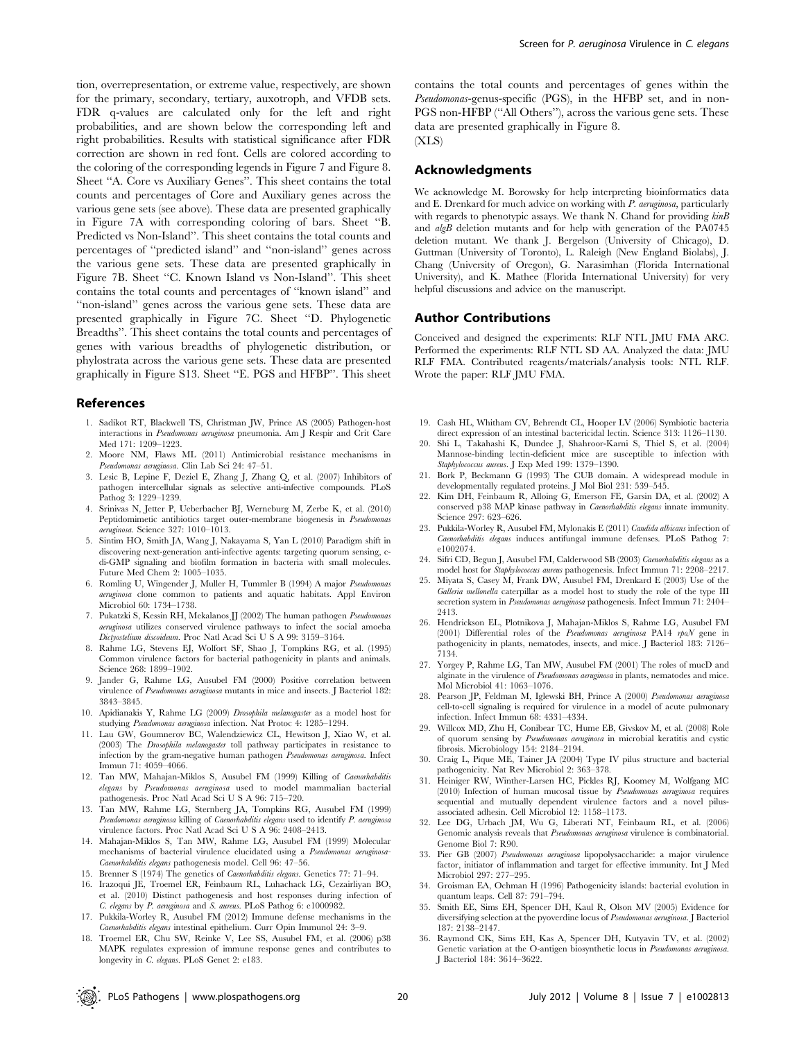tion, overrepresentation, or extreme value, respectively, are shown for the primary, secondary, tertiary, auxotroph, and VFDB sets. FDR q-values are calculated only for the left and right probabilities, and are shown below the corresponding left and right probabilities. Results with statistical significance after FDR correction are shown in red font. Cells are colored according to the coloring of the corresponding legends in Figure 7 and Figure 8. Sheet "A. Core vs Auxiliary Genes". This sheet contains the total counts and percentages of Core and Auxiliary genes across the various gene sets (see above). These data are presented graphically in Figure 7A with corresponding coloring of bars. Sheet "B. Predicted vs Non-Island". This sheet contains the total counts and percentages of "predicted island" and "non-island" genes across the various gene sets. These data are presented graphically in Figure 7B. Sheet "C. Known Island vs Non-Island". This sheet contains the total counts and percentages of "known island" and "non-island" genes across the various gene sets. These data are presented graphically in Figure 7C. Sheet "D. Phylogenetic Breadths". This sheet contains the total counts and percentages of genes with various breadths of phylogenetic distribution, or phylostrata across the various gene sets. These data are presented graphically in Figure S13. Sheet "E. PGS and HFBP". This sheet contains the total counts and percentages of genes within the *Pseudomonas*-genus-specific (PGS), in the HFBP set, and in non-PGS non-HFBP ("All Others"), across the various gene sets. These data are presented graphically in Figure 8.
(XLS)

## Acknowledgments

We acknowledge M. Borowsky for help interpreting bioinformatics data and E. Drenkard for much advice on working with *P. aeruginosa*, particularly with regards to phenotypic assays. We thank N. Chand for providing *kinB* and *algB* deletion mutants and for help with generation of the PA0745 deletion mutant. We thank J. Bergelson (University of Chicago), D. Guttman (University of Toronto), L. Raleigh (New England Biolabs), J. Chang (University of Oregon), G. Narasimhan (Florida International University), and K. Mathee (Florida International University) for very helpful discussions and advice on the manuscript.

## Author Contributions

Conceived and designed the experiments: RLF NTL JMU FMA ARC. Performed the experiments: RLF NTL SD AA. Analyzed the data: JMU RLF FMA. Contributed reagents/materials/analysis tools: NTL RLF. Wrote the paper: RLF JMU FMA.

## References

1. Sadikot RT, Blackwell TS, Christman JW, Prince AS (2005) Pathogen-host interactions in *Pseudomonas aeruginosa* pneumonia. Am J Respir and Crit Care Med 171: 1209–1223.
2. Moore NM, Flaws ML (2011) Antimicrobial resistance mechanisms in *Pseudomonas aeruginosa*. Clin Lab Sci 24: 47–51.
3. Lesic B, Lepine F, Deziel E, Zhang J, Zhang Q, et al. (2007) Inhibitors of pathogen intercellular signals as selective anti-infective compounds. PLoS Pathog 3: 1229–1239.
4. Srinivas N, Jetter P, Ueberbacher BJ, Werneburg M, Zerbe K, et al. (2010) Peptidomimetic antibiotics target outer-membrane biogenesis in *Pseudomonas aeruginosa*. Science 327: 1010–1013.
5. Sintim HO, Smith JA, Wang J, Nakayama S, Yan L (2010) Paradigm shift in discovering next-generation anti-infective agents: targeting quorum sensing, c-di-GMP signaling and biofilm formation in bacteria with small molecules. Future Med Chem 2: 1005–1035.
6. Romling U, Wingender J, Muller H, Tummler B (1994) A major *Pseudomonas aeruginosa* clone common to patients and aquatic habitats. Appl Environ Microbiol 60: 1734–1738.
7. Pukatzki S, Kessin RH, Mekalanos JJ (2002) The human pathogen *Pseudomonas aeruginosa* utilizes conserved virulence pathways to infect the social amoeba *Dictyostelium discoideum*. Proc Natl Acad Sci U S A 99: 3159–3164.
8. Rahme LG, Stevens EJ, Wolfort SF, Shao J, Tompkins RG, et al. (1995) Common virulence factors for bacterial pathogenicity in plants and animals. Science 268: 1899–1902.
9. Jander G, Rahme LG, Ausubel FM (2000) Positive correlation between virulence of *Pseudomonas aeruginosa* mutants in mice and insects. J Bacteriol 182: 3843–3845.
10. Apidianakis Y, Rahme LG (2009) *Drosophila melanogaster* as a model host for studying *Pseudomonas aeruginosa* infection. Nat Protoc 4: 1285–1294.
11. Lau GW, Goumnerov BC, Walendziewicz CL, Hewitson J, Xiao W, et al. (2003) The *Drosophila melanogaster* toll pathway participates in resistance to infection by the gram-negative human pathogen *Pseudomonas aeruginosa*. Infect Immun 71: 4059–4066.
12. Tan MW, Mahajan-Miklos S, Ausubel FM (1999) Killing of *Caenorhabditis elegans* by *Pseudomonas aeruginosa* used to model mammalian bacterial pathogenesis. Proc Natl Acad Sci U S A 96: 715–720.
13. Tan MW, Rahme LG, Sternberg JA, Tompkins RG, Ausubel FM (1999) *Pseudomonas aeruginosa* killing of *Caenorhabditis elegans* used to identify *P. aeruginosa* virulence factors. Proc Natl Acad Sci U S A 96: 2408–2413.
14. Mahajan-Miklos S, Tan MW, Rahme LG, Ausubel FM (1999) Molecular mechanisms of bacterial virulence elucidated using a *Pseudomonas aeruginosa*-*Caenorhabditis elegans* pathogenesis model. Cell 96: 47–56.
15. Brenner S (1974) The genetics of *Caenorhabditis elegans*. Genetics 77: 71–94.
16. Irazoqui JE, Troemel ER, Feinbaum RL, Luhachack LG, Cezairliyan BO, et al. (2010) Distinct pathogenesis and host responses during infection of *C. elegans* by *P. aeruginosa* and *S. aureus*. PLoS Pathog 6: e1000982.
17. Pukkila-Worley R, Ausubel FM (2012) Immune defense mechanisms in the *Caenorhabditis elegans* intestinal epithelium. Curr Opin Immunol 24: 3–9.
18. Troemel ER, Chu SW, Reinke V, Lee SS, Ausubel FM, et al. (2006) p38 MAPK regulates expression of immune response genes and contributes to longevity in *C. elegans*. PLoS Genet 2: e183.
19. Cash HL, Whitham CV, Behrendt CL, Hooper LV (2006) Symbiotic bacteria direct expression of an intestinal bactericidal lectin. Science 313: 1126–1130.
20. Shi L, Takahashi K, Dundee J, Shahroor-Karni S, Thiel S, et al. (2004) Mannose-binding lectin-deficient mice are susceptible to infection with *Staphylococcus aureus*. J Exp Med 199: 1379–1390.
21. Bork P, Beckmann G (1993) The CUB domain. A widespread module in developmentally regulated proteins. J Mol Biol 231: 539–545.
22. Kim DH, Feinbaum R, Alloing G, Emerson FE, Garsin DA, et al. (2002) A conserved p38 MAP kinase pathway in *Caenorhabditis elegans* innate immunity. Science 297: 623–626.
23. Pukkila-Worley R, Ausubel FM, Mylonakis E (2011) *Candida albicans* infection of *Caenorhabditis elegans* induces antifungal immune defenses. PLoS Pathog 7: e1002074.
24. Sifri CD, Begun J, Ausubel FM, Calderwood SB (2003) *Caenorhabditis elegans* as a model host for *Staphylococcus aureus* pathogenesis. Infect Immun 71: 2208–2217.
25. Miyata S, Casey M, Frank DW, Ausubel FM, Drenkard E (2003) Use of the *Galleria mellonella* caterpillar as a model host to study the role of the type III secretion system in *Pseudomonas aeruginosa* pathogenesis. Infect Immun 71: 2404–2413.
26. Hendrickson EL, Plotnikova J, Mahajan-Miklos S, Rahme LG, Ausubel FM (2001) Differential roles of the *Pseudomonas aeruginosa* PA14 *rpoN* gene in pathogenicity in plants, nematodes, insects, and mice. J Bacteriol 183: 7126–7134.
27. Yorgey P, Rahme LG, Tan MW, Ausubel FM (2001) The roles of mucD and alginate in the virulence of *Pseudomonas aeruginosa* in plants, nematodes and mice. Mol Microbiol 41: 1063–1076.
28. Pearson JP, Feldman M, Iglewski BH, Prince A (2000) *Pseudomonas aeruginosa* cell-to-cell signaling is required for virulence in a model of acute pulmonary infection. Infect Immun 68: 4331–4334.
29. Willcox MD, Zhu H, Conibear TC, Hume EB, Givskov M, et al. (2008) Role of quorum sensing by *Pseudomonas aeruginosa* in microbial keratitis and cystic fibrosis. Microbiology 154: 2184–2194.
30. Craig L, Pique ME, Tainer JA (2004) Type IV pilus structure and bacterial pathogenicity. Nat Rev Microbiol 2: 363–378.
31. Heiniger RW, Winther-Larsen HC, Pickles RJ, Koomey M, Wolfgang MC (2010) Infection of human mucosal tissue by *Pseudomonas aeruginosa* requires sequential and mutually dependent virulence factors and a novel pilus-associated adhesin. Cell Microbiol 12: 1158–1173.
32. Lee DG, Urbach JM, Wu G, Liberati NT, Feinbaum RL, et al. (2006) Genomic analysis reveals that *Pseudomonas aeruginosa* virulence is combinatorial. Genome Biol 7: R90.
33. Pier GB (2007) *Pseudomonas aeruginosa* lipopolysaccharide: a major virulence factor, initiator of inflammation and target for effective immunity. Int J Med Microbiol 297: 277–295.
34. Groisman EA, Ochman H (1996) Pathogenicity islands: bacterial evolution in quantum leaps. Cell 87: 791–794.
35. Smith EE, Sims EH, Spencer DH, Kaul R, Olson MV (2005) Evidence for diversifying selection at the pyoverdine locus of *Pseudomonas aeruginosa*. J Bacteriol 187: 2138–2147.
36. Raymond CK, Sims EH, Kas A, Spencer DH, Kutyavin TV, et al. (2002) Genetic variation at the O-antigen biosynthetic locus in *Pseudomonas aeruginosa*. J Bacteriol 184: 3614–3622.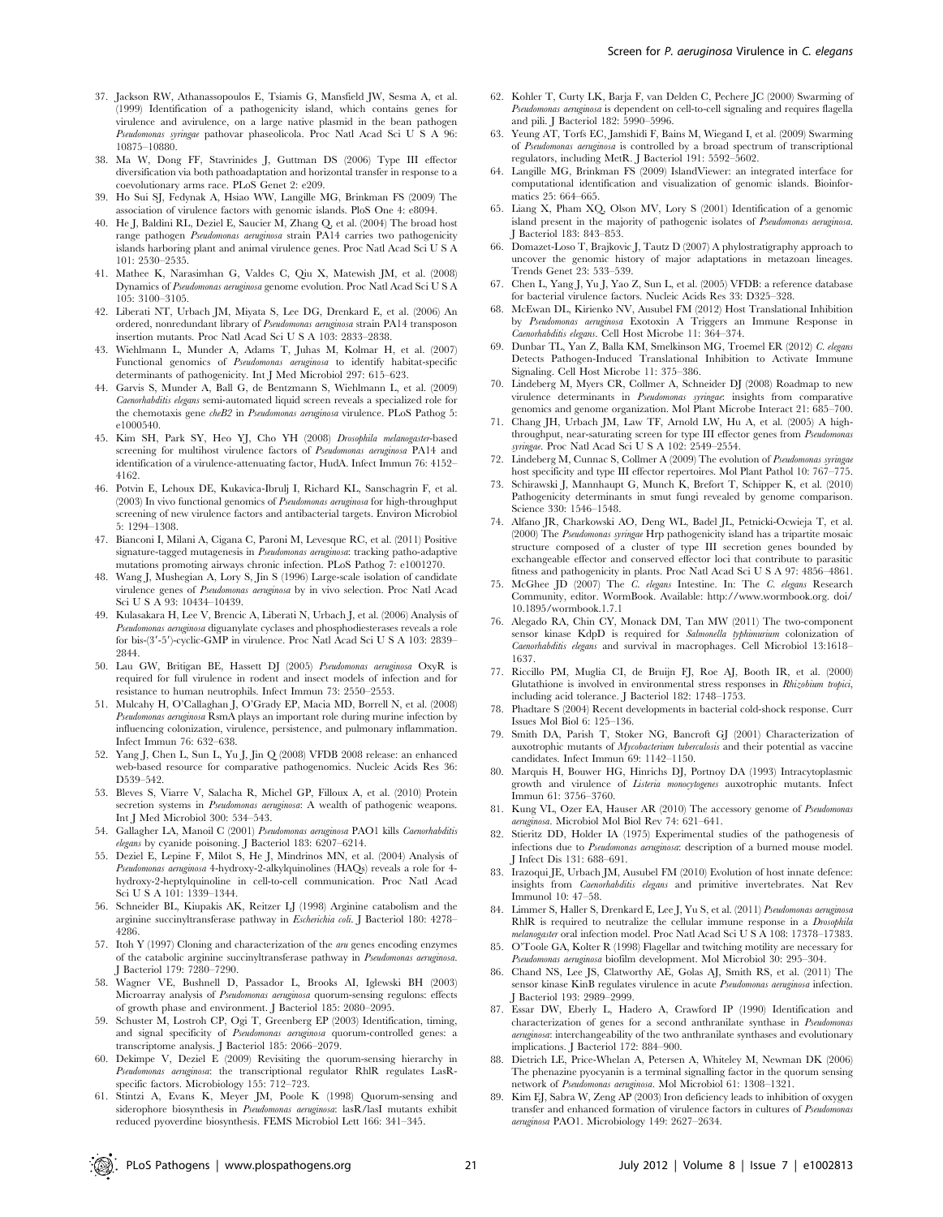37. Jackson RW, Athanassopoulos E, Tsiamis G, Mansfield JW, Sesma A, et al. (1999) Identification of a pathogenicity island, which contains genes for virulence and avirulence, on a large native plasmid in the bean pathogen *Pseudomonas syringae* pathovar phaseolicola. Proc Natl Acad Sci U S A 96: 10875–10880.
38. Ma W, Dong FF, Stavrinides J, Guttman DS (2006) Type III effector diversification via both pathoadaptation and horizontal transfer in response to a coevolutionary arms race. PLoS Genet 2: e209.
39. Ho Sui SJ, Fedynak A, Hsiao WW, Langille MG, Brinkman FS (2009) The association of virulence factors with genomic islands. PloS One 4: e8094.
40. He J, Baldini RL, Deziel E, Saucier M, Zhang Q, et al. (2004) The broad host range pathogen *Pseudomonas aeruginosa* strain PA14 carries two pathogenicity islands harboring plant and animal virulence genes. Proc Natl Acad Sci U S A 101: 2530–2535.
41. Mathee K, Narasimhan G, Valdes C, Qiu X, Matewish JM, et al. (2008) Dynamics of *Pseudomonas aeruginosa* genome evolution. Proc Natl Acad Sci U S A 105: 3100–3105.
42. Liberati NT, Urbach JM, Miyata S, Lee DG, Drenkard E, et al. (2006) An ordered, nonredundant library of *Pseudomonas aeruginosa* strain PA14 transposon insertion mutants. Proc Natl Acad Sci U S A 103: 2833–2838.
43. Wiehlmann L, Munder A, Adams T, Juhas M, Kolmar H, et al. (2007) Functional genomics of *Pseudomonas aeruginosa* to identify habitat-specific determinants of pathogenicity. Int J Med Microbiol 297: 615–623.
44. Garvis S, Munder A, Ball G, de Bentzmann S, Wiehlmann L, et al. (2009) *Caenorhabditis elegans* semi-automated liquid screen reveals a specialized role for the chemotaxis gene *cheB2* in *Pseudomonas aeruginosa* virulence. PLoS Pathog 5: e1000540.
45. Kim SH, Park SY, Heo YJ, Cho YH (2008) *Drosophila melanogaster*-based screening for multihost virulence factors of *Pseudomonas aeruginosa* PA14 and identification of a virulence-attenuating factor, HudA. Infect Immun 76: 4152–4162.
46. Potvin E, Lehoux DE, Kukavica-Ibrulj I, Richard KL, Sanschagrin F, et al. (2003) In vivo functional genomics of *Pseudomonas aeruginosa* for high-throughput screening of new virulence factors and antibacterial targets. Environ Microbiol 5: 1294–1308.
47. Bianconi I, Milani A, Cigana C, Paroni M, Levesque RC, et al. (2011) Positive signature-tagged mutagenesis in *Pseudomonas aeruginosa*: tracking patho-adaptive mutations promoting airways chronic infection. PLoS Pathog 7: e1001270.
48. Wang J, Mushegian A, Lory S, Jin S (1996) Large-scale isolation of candidate virulence genes of *Pseudomonas aeruginosa* by in vivo selection. Proc Natl Acad Sci U S A 93: 10434–10439.
49. Kulasakara H, Lee V, Brencic A, Liberati N, Urbach J, et al. (2006) Analysis of *Pseudomonas aeruginosa* diguanylate cyclases and phosphodiesterases reveals a role for bis-(3′-5′)-cyclic-GMP in virulence. Proc Natl Acad Sci U S A 103: 2839–2844.
50. Lau GW, Britigan BE, Hassett DJ (2005) *Pseudomonas aeruginosa* OxyR is required for full virulence in rodent and insect models of infection and for resistance to human neutrophils. Infect Immun 73: 2550–2553.
51. Mulcahy H, O'Callaghan J, O'Grady EP, Macia MD, Borrell N, et al. (2008) *Pseudomonas aeruginosa* RsmA plays an important role during murine infection by influencing colonization, virulence, persistence, and pulmonary inflammation. Infect Immun 76: 632–638.
52. Yang J, Chen L, Sun L, Yu J, Jin Q (2008) VFDB 2008 release: an enhanced web-based resource for comparative pathogenomics. Nucleic Acids Res 36: D539–542.
53. Bleves S, Viarre V, Salacha R, Michel GP, Filloux A, et al. (2010) Protein secretion systems in *Pseudomonas aeruginosa*: A wealth of pathogenic weapons. Int J Med Microbiol 300: 534–543.
54. Gallagher LA, Manoil C (2001) *Pseudomonas aeruginosa* PAO1 kills *Caenorhabditis elegans* by cyanide poisoning. J Bacteriol 183: 6207–6214.
55. Deziel E, Lepine F, Milot S, He J, Mindrinos MN, et al. (2004) Analysis of *Pseudomonas aeruginosa* 4-hydroxy-2-alkylquinolines (HAQs) reveals a role for 4-hydroxy-2-heptylquinoline in cell-to-cell communication. Proc Natl Acad Sci U S A 101: 1339–1344.
56. Schneider BL, Kiupakis AK, Reitzer LJ (1998) Arginine catabolism and the arginine succinyltransferase pathway in *Escherichia coli*. J Bacteriol 180: 4278–4286.
57. Itoh Y (1997) Cloning and characterization of the *aru* genes encoding enzymes of the catabolic arginine succinyltransferase pathway in *Pseudomonas aeruginosa*. J Bacteriol 179: 7280–7290.
58. Wagner VE, Bushnell D, Passador L, Brooks AI, Iglewski BH (2003) Microarray analysis of *Pseudomonas aeruginosa* quorum-sensing regulons: effects of growth phase and environment. J Bacteriol 185: 2080–2095.
59. Schuster M, Lostroh CP, Ogi T, Greenberg EP (2003) Identification, timing, and signal specificity of *Pseudomonas aeruginosa* quorum-controlled genes: a transcriptome analysis. J Bacteriol 185: 2066–2079.
60. Dekimpe V, Deziel E (2009) Revisiting the quorum-sensing hierarchy in *Pseudomonas aeruginosa*: the transcriptional regulator RhlR regulates LasR-specific factors. Microbiology 155: 712–723.
61. Stintzi A, Evans K, Meyer JM, Poole K (1998) Quorum-sensing and siderophore biosynthesis in *Pseudomonas aeruginosa*: lasR/lasI mutants exhibit reduced pyoverdine biosynthesis. FEMS Microbiol Lett 166: 341–345.
62. Kohler T, Curty LK, Barja F, van Delden C, Pechere JC (2000) Swarming of *Pseudomonas aeruginosa* is dependent on cell-to-cell signaling and requires flagella and pili. J Bacteriol 182: 5990–5996.
63. Yeung AT, Torfs EC, Jamshidi F, Bains M, Wiegand I, et al. (2009) Swarming of *Pseudomonas aeruginosa* is controlled by a broad spectrum of transcriptional regulators, including MetR. J Bacteriol 191: 5592–5602.
64. Langille MG, Brinkman FS (2009) IslandViewer: an integrated interface for computational identification and visualization of genomic islands. Bioinformatics 25: 664–665.
65. Liang X, Pham XQ, Olson MV, Lory S (2001) Identification of a genomic island present in the majority of pathogenic isolates of *Pseudomonas aeruginosa*. J Bacteriol 183: 843–853.
66. Domazet-Loso T, Brajkovic J, Tautz D (2007) A phylostratigraphy approach to uncover the genomic history of major adaptations in metazoan lineages. Trends Genet 23: 533–539.
67. Chen L, Yang J, Yu J, Yao Z, Sun L, et al. (2005) VFDB: a reference database for bacterial virulence factors. Nucleic Acids Res 33: D325–328.
68. McEwan DL, Kirienko NV, Ausubel FM (2012) Host Translational Inhibition by *Pseudomonas aeruginosa* Exotoxin A Triggers an Immune Response in *Caenorhabditis elegans*. Cell Host Microbe 11: 364–374.
69. Dunbar TL, Yan Z, Balla KM, Smelkinson MG, Troemel ER (2012) *C. elegans* Detects Pathogen-Induced Translational Inhibition to Activate Immune Signaling. Cell Host Microbe 11: 375–386.
70. Lindeberg M, Myers CR, Collmer A, Schneider DJ (2008) Roadmap to new virulence determinants in *Pseudomonas syringae*: insights from comparative genomics and genome organization. Mol Plant Microbe Interact 21: 685–700.
71. Chang JH, Urbach JM, Law TF, Arnold LW, Hu A, et al. (2005) A high-throughput, near-saturating screen for type III effector genes from *Pseudomonas syringae*. Proc Natl Acad Sci U S A 102: 2549–2554.
72. Lindeberg M, Cunnac S, Collmer A (2009) The evolution of *Pseudomonas syringae* host specificity and type III effector repertoires. Mol Plant Pathol 10: 767–775.
73. Schirawski J, Mannhaupt G, Munch K, Brefort T, Schipper K, et al. (2010) Pathogenicity determinants in smut fungi revealed by genome comparison. Science 330: 1546–1548.
74. Alfano JR, Charkowski AO, Deng WL, Badel JL, Petnicki-Ocwieja T, et al. (2000) The *Pseudomonas syringae* Hrp pathogenicity island has a tripartite mosaic structure composed of a cluster of type III secretion genes bounded by exchangeable effector and conserved effector loci that contribute to parasitic fitness and pathogenicity in plants. Proc Natl Acad Sci U S A 97: 4856–4861.
75. McGhee JD (2007) The *C. elegans* Intestine. In: The *C. elegans* Research Community, editor. WormBook. Available: http://www.wormbook.org. doi/10.1895/wormbook.1.7.1
76. Alegado RA, Chin CY, Monack DM, Tan MW (2011) The two-component sensor kinase KdpD is required for *Salmonella typhimurium* colonization of *Caenorhabditis elegans* and survival in macrophages. Cell Microbiol 13:1618–1637.
77. Riccillo PM, Muglia CI, de Bruijn FJ, Roe AJ, Booth IR, et al. (2000) Glutathione is involved in environmental stress responses in *Rhizobium tropici*, including acid tolerance. J Bacteriol 182: 1748–1753.
78. Phadtare S (2004) Recent developments in bacterial cold-shock response. Curr Issues Mol Biol 6: 125–136.
79. Smith DA, Parish T, Stoker NG, Bancroft GJ (2001) Characterization of auxotrophic mutants of *Mycobacterium tuberculosis* and their potential as vaccine candidates. Infect Immun 69: 1142–1150.
80. Marquis H, Bouwer HG, Hinrichs DJ, Portnoy DA (1993) Intracytoplasmic growth and virulence of *Listeria monocytogenes* auxotrophic mutants. Infect Immun 61: 3756–3760.
81. Kung VL, Ozer EA, Hauser AR (2010) The accessory genome of *Pseudomonas aeruginosa*. Microbiol Mol Biol Rev 74: 621–641.
82. Stieritz DD, Holder IA (1975) Experimental studies of the pathogenesis of infections due to *Pseudomonas aeruginosa*: description of a burned mouse model. J Infect Dis 131: 688–691.
83. Irazoqui JE, Urbach JM, Ausubel FM (2010) Evolution of host innate defence: insights from *Caenorhabditis elegans* and primitive invertebrates. Nat Rev Immunol 10: 47–58.
84. Limmer S, Haller S, Drenkard E, Lee J, Yu S, et al. (2011) *Pseudomonas aeruginosa* RhlR is required to neutralize the cellular immune response in a *Drosophila melanogaster* oral infection model. Proc Natl Acad Sci U S A 108: 17378–17383.
85. O'Toole GA, Kolter R (1998) Flagellar and twitching motility are necessary for *Pseudomonas aeruginosa* biofilm development. Mol Microbiol 30: 295–304.
86. Chand NS, Lee JS, Clatworthy AE, Golas AJ, Smith RS, et al. (2011) The sensor kinase KinB regulates virulence in acute *Pseudomonas aeruginosa* infection. J Bacteriol 193: 2989–2999.
87. Essar DW, Eberly L, Hadero A, Crawford IP (1990) Identification and characterization of genes for a second anthranilate synthase in *Pseudomonas aeruginosa*: interchangeability of the two anthranilate synthases and evolutionary implications. J Bacteriol 172: 884–900.
88. Dietrich LE, Price-Whelan A, Petersen A, Whiteley M, Newman DK (2006) The phenazine pyocyanin is a terminal signalling factor in the quorum sensing network of *Pseudomonas aeruginosa*. Mol Microbiol 61: 1308–1321.
89. Kim EJ, Sabra W, Zeng AP (2003) Iron deficiency leads to inhibition of oxygen transfer and enhanced formation of virulence factors in cultures of *Pseudomonas aeruginosa* PAO1. Microbiology 149: 2627–2634.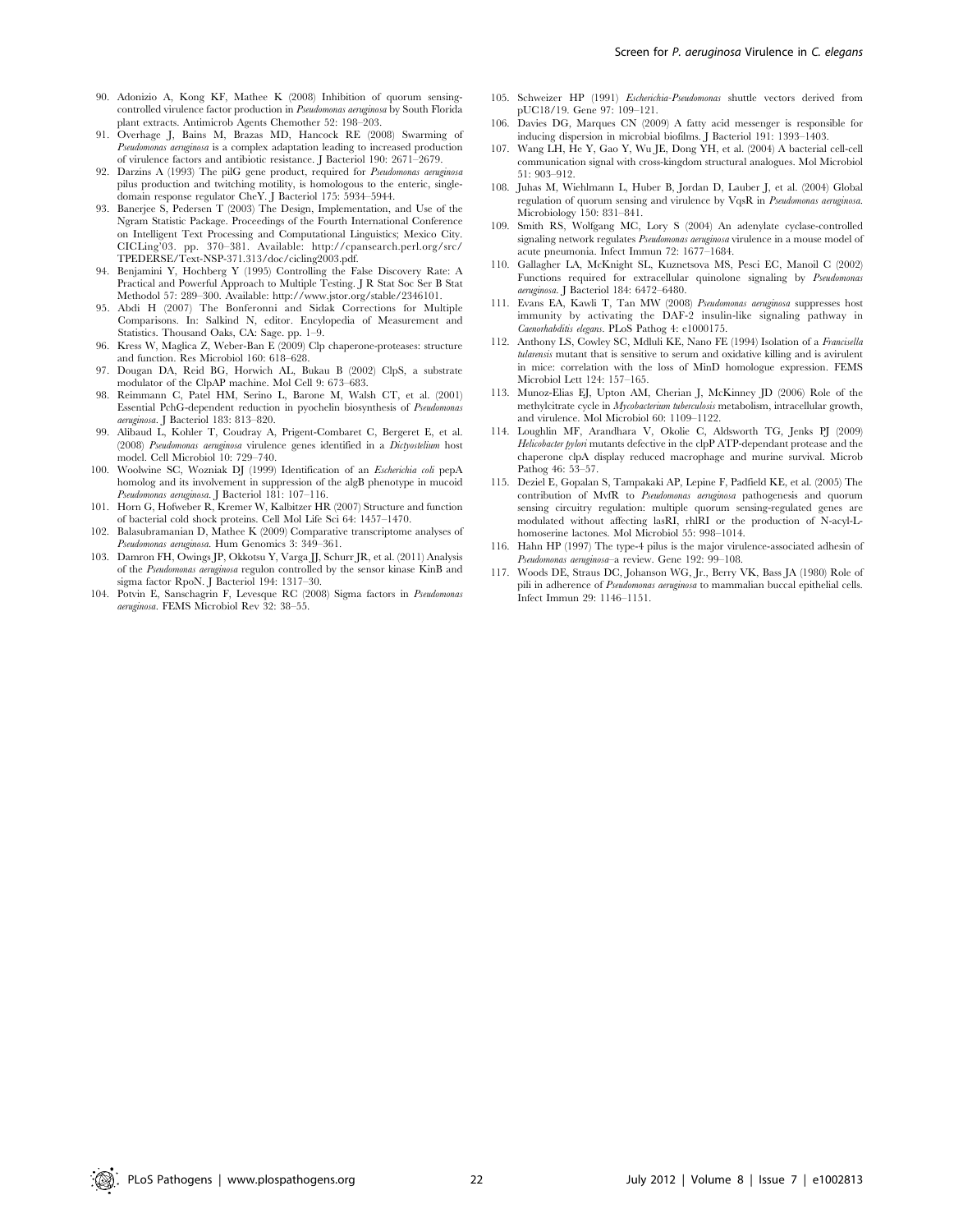90. Adonizio A, Kong KF, Mathee K (2008) Inhibition of quorum sensing-controlled virulence factor production in *Pseudomonas aeruginosa* by South Florida plant extracts. Antimicrob Agents Chemother 52: 198–203.
91. Overhage J, Bains M, Brazas MD, Hancock RE (2008) Swarming of *Pseudomonas aeruginosa* is a complex adaptation leading to increased production of virulence factors and antibiotic resistance. J Bacteriol 190: 2671–2679.
92. Darzins A (1993) The pilG gene product, required for *Pseudomonas aeruginosa* pilus production and twitching motility, is homologous to the enteric, single-domain response regulator CheY. J Bacteriol 175: 5934–5944.
93. Banerjee S, Pedersen T (2003) The Design, Implementation, and Use of the Ngram Statistic Package. Proceedings of the Fourth International Conference on Intelligent Text Processing and Computational Linguistics; Mexico City. CICLing'03. pp. 370–381. Available: http://cpansearch.perl.org/src/TPEDERSE/Text-NSP-371.313/doc/cicling2003.pdf.
94. Benjamini Y, Hochberg Y (1995) Controlling the False Discovery Rate: A Practical and Powerful Approach to Multiple Testing. J R Stat Soc Ser B Stat Methodol 57: 289–300. Available: http://www.jstor.org/stable/2346101.
95. Abdi H (2007) The Bonferonni and Sidak Corrections for Multiple Comparisons. In: Salkind N, editor. Encylopedia of Measurement and Statistics. Thousand Oaks, CA: Sage. pp. 1–9.
96. Kress W, Maglica Z, Weber-Ban E (2009) Clp chaperone-proteases: structure and function. Res Microbiol 160: 618–628.
97. Dougan DA, Reid BG, Horwich AL, Bukau B (2002) ClpS, a substrate modulator of the ClpAP machine. Mol Cell 9: 673–683.
98. Reimmann C, Patel HM, Serino L, Barone M, Walsh CT, et al. (2001) Essential PchG-dependent reduction in pyochelin biosynthesis of *Pseudomonas aeruginosa*. J Bacteriol 183: 813–820.
99. Alibaud L, Kohler T, Coudray A, Prigent-Combaret C, Bergeret E, et al. (2008) *Pseudomonas aeruginosa* virulence genes identified in a *Dictyostelium* host model. Cell Microbiol 10: 729–740.
100. Woolwine SC, Wozniak DJ (1999) Identification of an *Escherichia coli* pepA homolog and its involvement in suppression of the algB phenotype in mucoid *Pseudomonas aeruginosa*. J Bacteriol 181: 107–116.
101. Horn G, Hofweber R, Kremer W, Kalbitzer HR (2007) Structure and function of bacterial cold shock proteins. Cell Mol Life Sci 64: 1457–1470.
102. Balasubramanian D, Mathee K (2009) Comparative transcriptome analyses of *Pseudomonas aeruginosa*. Hum Genomics 3: 349–361.
103. Damron FH, Owings JP, Okkotsu Y, Varga JJ, Schurr JR, et al. (2011) Analysis of the *Pseudomonas aeruginosa* regulon controlled by the sensor kinase KinB and sigma factor RpoN. J Bacteriol 194: 1317–30.
104. Potvin E, Sanschagrin F, Levesque RC (2008) Sigma factors in *Pseudomonas aeruginosa*. FEMS Microbiol Rev 32: 38–55.
105. Schweizer HP (1991) *Escherichia-Pseudomonas* shuttle vectors derived from pUC18/19. Gene 97: 109–121.
106. Davies DG, Marques CN (2009) A fatty acid messenger is responsible for inducing dispersion in microbial biofilms. J Bacteriol 191: 1393–1403.
107. Wang LH, He Y, Gao Y, Wu JE, Dong YH, et al. (2004) A bacterial cell-cell communication signal with cross-kingdom structural analogues. Mol Microbiol 51: 903–912.
108. Juhas M, Wiehlmann L, Huber B, Jordan D, Lauber J, et al. (2004) Global regulation of quorum sensing and virulence by VqsR in *Pseudomonas aeruginosa*. Microbiology 150: 831–841.
109. Smith RS, Wolfgang MC, Lory S (2004) An adenylate cyclase-controlled signaling network regulates *Pseudomonas aeruginosa* virulence in a mouse model of acute pneumonia. Infect Immun 72: 1677–1684.
110. Gallagher LA, McKnight SL, Kuznetsova MS, Pesci EC, Manoil C (2002) Functions required for extracellular quinolone signaling by *Pseudomonas aeruginosa*. J Bacteriol 184: 6472–6480.
111. Evans EA, Kawli T, Tan MW (2008) *Pseudomonas aeruginosa* suppresses host immunity by activating the DAF-2 insulin-like signaling pathway in *Caenorhabditis elegans*. PLoS Pathog 4: e1000175.
112. Anthony LS, Cowley SC, Mdluli KE, Nano FE (1994) Isolation of a *Francisella tularensis* mutant that is sensitive to serum and oxidative killing and is avirulent in mice: correlation with the loss of MinD homologue expression. FEMS Microbiol Lett 124: 157–165.
113. Munoz-Elias EJ, Upton AM, Cherian J, McKinney JD (2006) Role of the methylcitrate cycle in *Mycobacterium tuberculosis* metabolism, intracellular growth, and virulence. Mol Microbiol 60: 1109–1122.
114. Loughlin MF, Arandhara V, Okolie C, Aldsworth TG, Jenks PJ (2009) *Helicobacter pylori* mutants defective in the clpP ATP-dependant protease and the chaperone clpA display reduced macrophage and murine survival. Microb Pathog 46: 53–57.
115. Deziel E, Gopalan S, Tampakaki AP, Lepine F, Padfield KE, et al. (2005) The contribution of MvfR to *Pseudomonas aeruginosa* pathogenesis and quorum sensing circuitry regulation: multiple quorum sensing-regulated genes are modulated without affecting lasRI, rhlRI or the production of N-acyl-L-homoserine lactones. Mol Microbiol 55: 998–1014.
116. Hahn HP (1997) The type-4 pilus is the major virulence-associated adhesin of *Pseudomonas aeruginosa*–a review. Gene 192: 99–108.
117. Woods DE, Straus DC, Johanson WG, Jr., Berry VK, Bass JA (1980) Role of pili in adherence of *Pseudomonas aeruginosa* to mammalian buccal epithelial cells. Infect Immun 29: 1146–1151.